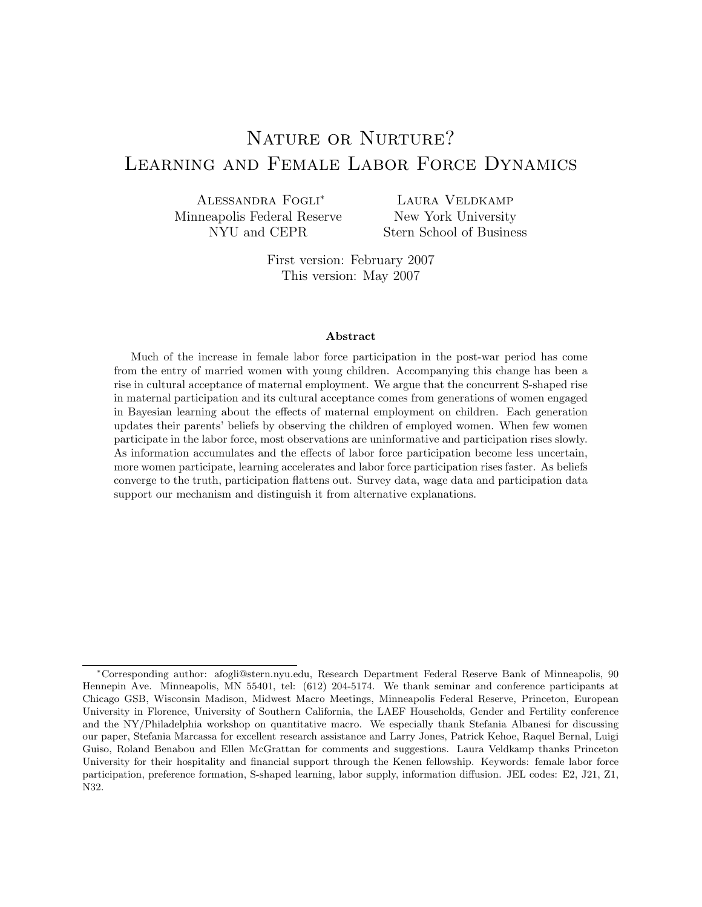# Nature or Nurture? Learning and Female Labor Force Dynamics

Alessandra Fogli[*]
Minneapolis Federal Reserve
NYU and CEPR

Laura Veldkamp
New York University
Stern School of Business

First version: February 2007
This version: May 2007

### Abstract

Much of the increase in female labor force participation in the post-war period has come from the entry of married women with young children. Accompanying this change has been a rise in cultural acceptance of maternal employment. We argue that the concurrent S-shaped rise in maternal participation and its cultural acceptance comes from generations of women engaged in Bayesian learning about the effects of maternal employment on children. Each generation updates their parents' beliefs by observing the children of employed women. When few women participate in the labor force, most observations are uninformative and participation rises slowly. As information accumulates and the effects of labor force participation become less uncertain, more women participate, learning accelerates and labor force participation rises faster. As beliefs converge to the truth, participation flattens out. Survey data, wage data and participation data support our mechanism and distinguish it from alternative explanations.

---

[*]Corresponding author: afogli@stern.nyu.edu, Research Department Federal Reserve Bank of Minneapolis, 90 Hennepin Ave. Minneapolis, MN 55401, tel: (612) 204-5174. We thank seminar and conference participants at Chicago GSB, Wisconsin Madison, Midwest Macro Meetings, Minneapolis Federal Reserve, Princeton, European University in Florence, University of Southern California, the LAEF Households, Gender and Fertility conference and the NY/Philadelphia workshop on quantitative macro. We especially thank Stefania Albanesi for discussing our paper, Stefania Marcassa for excellent research assistance and Larry Jones, Patrick Kehoe, Raquel Bernal, Luigi Guiso, Roland Benabou and Ellen McGrattan for comments and suggestions. Laura Veldkamp thanks Princeton University for their hospitality and financial support through the Kenen fellowship. Keywords: female labor force participation, preference formation, S-shaped learning, labor supply, information diffusion. JEL codes: E2, J21, Z1, N32.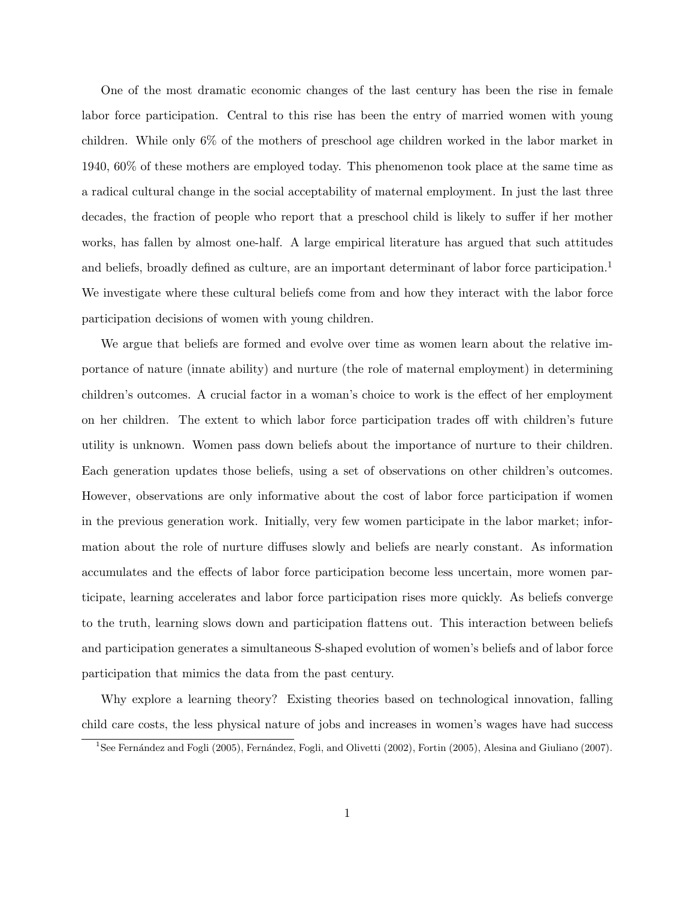One of the most dramatic economic changes of the last century has been the rise in female labor force participation. Central to this rise has been the entry of married women with young children. While only 6% of the mothers of preschool age children worked in the labor market in 1940, 60% of these mothers are employed today. This phenomenon took place at the same time as a radical cultural change in the social acceptability of maternal employment. In just the last three decades, the fraction of people who report that a preschool child is likely to suffer if her mother works, has fallen by almost one-half. A large empirical literature has argued that such attitudes and beliefs, broadly defined as culture, are an important determinant of labor force participation.[1] We investigate where these cultural beliefs come from and how they interact with the labor force participation decisions of women with young children.

We argue that beliefs are formed and evolve over time as women learn about the relative importance of nature (innate ability) and nurture (the role of maternal employment) in determining children's outcomes. A crucial factor in a woman's choice to work is the effect of her employment on her children. The extent to which labor force participation trades off with children's future utility is unknown. Women pass down beliefs about the importance of nurture to their children. Each generation updates those beliefs, using a set of observations on other children's outcomes. However, observations are only informative about the cost of labor force participation if women in the previous generation work. Initially, very few women participate in the labor market; information about the role of nurture diffuses slowly and beliefs are nearly constant. As information accumulates and the effects of labor force participation become less uncertain, more women participate, learning accelerates and labor force participation rises more quickly. As beliefs converge to the truth, learning slows down and participation flattens out. This interaction between beliefs and participation generates a simultaneous S-shaped evolution of women's beliefs and of labor force participation that mimics the data from the past century.

Why explore a learning theory? Existing theories based on technological innovation, falling child care costs, the less physical nature of jobs and increases in women's wages have had success

[1] See Fernández and Fogli (2005), Fernández, Fogli, and Olivetti (2002), Fortin (2005), Alesina and Giuliano (2007).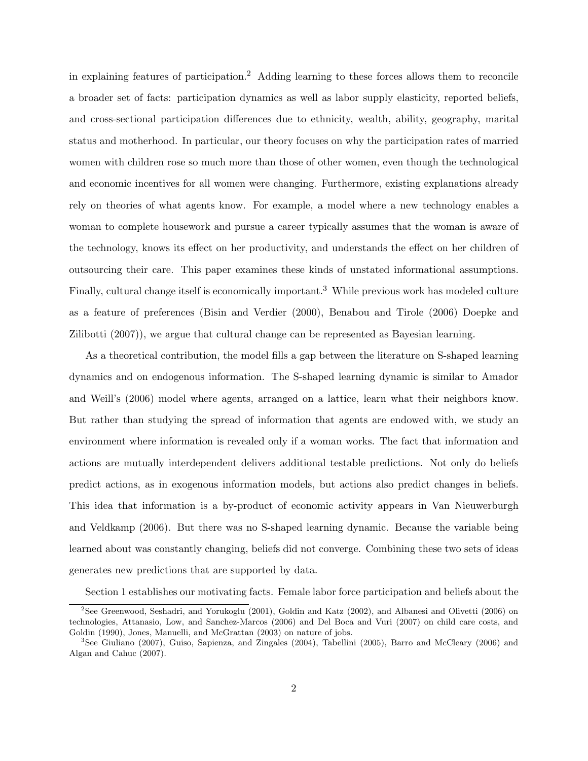in explaining features of participation.[2] Adding learning to these forces allows them to reconcile a broader set of facts: participation dynamics as well as labor supply elasticity, reported beliefs, and cross-sectional participation differences due to ethnicity, wealth, ability, geography, marital status and motherhood. In particular, our theory focuses on why the participation rates of married women with children rose so much more than those of other women, even though the technological and economic incentives for all women were changing. Furthermore, existing explanations already rely on theories of what agents know. For example, a model where a new technology enables a woman to complete housework and pursue a career typically assumes that the woman is aware of the technology, knows its effect on her productivity, and understands the effect on her children of outsourcing their care. This paper examines these kinds of unstated informational assumptions. Finally, cultural change itself is economically important.[3] While previous work has modeled culture as a feature of preferences (Bisin and Verdier (2000), Benabou and Tirole (2006) Doepke and Zilibotti (2007)), we argue that cultural change can be represented as Bayesian learning.

As a theoretical contribution, the model fills a gap between the literature on S-shaped learning dynamics and on endogenous information. The S-shaped learning dynamic is similar to Amador and Weill's (2006) model where agents, arranged on a lattice, learn what their neighbors know. But rather than studying the spread of information that agents are endowed with, we study an environment where information is revealed only if a woman works. The fact that information and actions are mutually interdependent delivers additional testable predictions. Not only do beliefs predict actions, as in exogenous information models, but actions also predict changes in beliefs. This idea that information is a by-product of economic activity appears in Van Nieuwerburgh and Veldkamp (2006). But there was no S-shaped learning dynamic. Because the variable being learned about was constantly changing, beliefs did not converge. Combining these two sets of ideas generates new predictions that are supported by data.

Section 1 establishes our motivating facts. Female labor force participation and beliefs about the

[2] See Greenwood, Seshadri, and Yorukoglu (2001), Goldin and Katz (2002), and Albanesi and Olivetti (2006) on technologies, Attanasio, Low, and Sanchez-Marcos (2006) and Del Boca and Vuri (2007) on child care costs, and Goldin (1990), Jones, Manuelli, and McGrattan (2003) on nature of jobs.

[3] See Giuliano (2007), Guiso, Sapienza, and Zingales (2004), Tabellini (2005), Barro and McCleary (2006) and Algan and Cahuc (2007).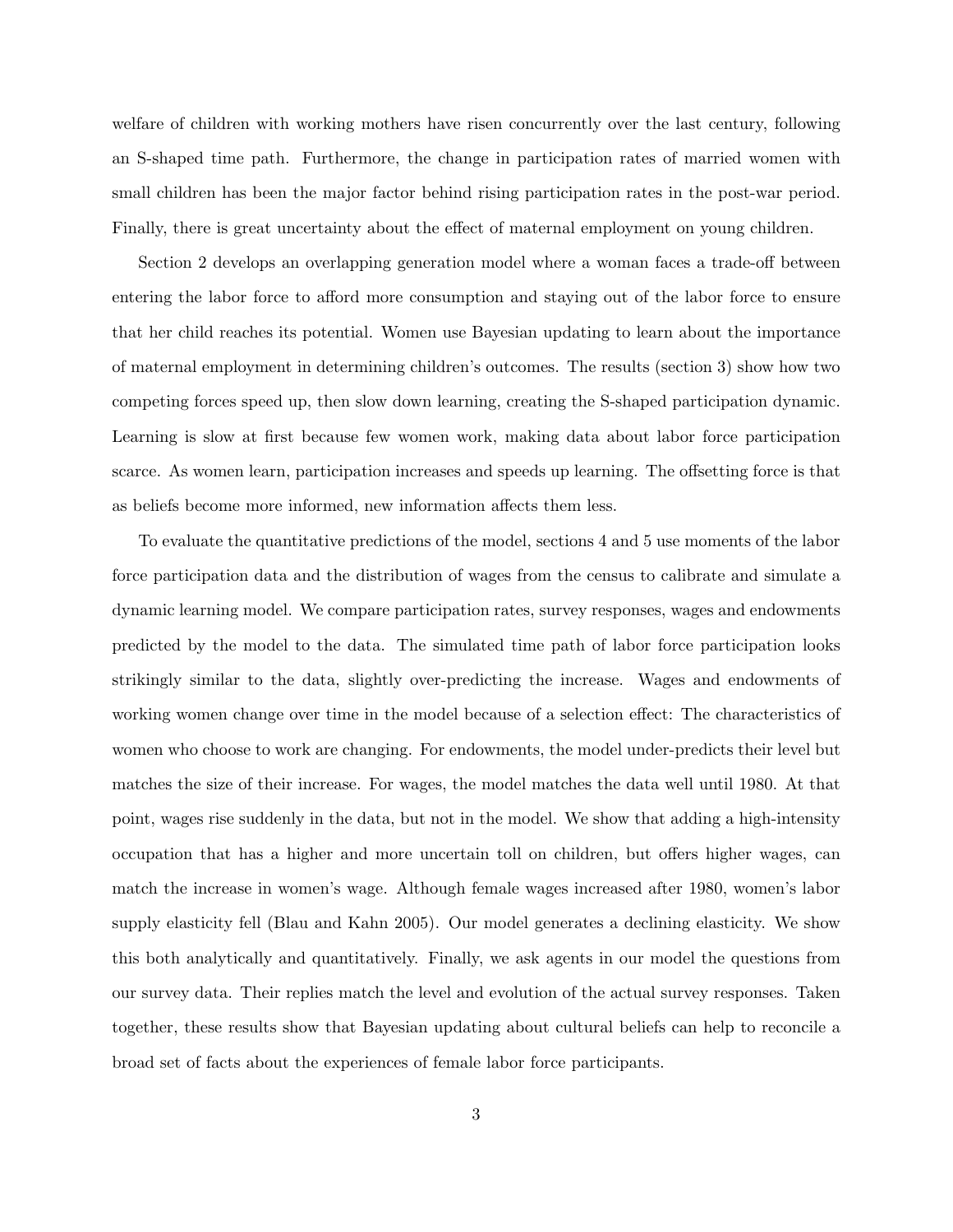welfare of children with working mothers have risen concurrently over the last century, following an S-shaped time path. Furthermore, the change in participation rates of married women with small children has been the major factor behind rising participation rates in the post-war period. Finally, there is great uncertainty about the effect of maternal employment on young children.

Section 2 develops an overlapping generation model where a woman faces a trade-off between entering the labor force to afford more consumption and staying out of the labor force to ensure that her child reaches its potential. Women use Bayesian updating to learn about the importance of maternal employment in determining children's outcomes. The results (section 3) show how two competing forces speed up, then slow down learning, creating the S-shaped participation dynamic. Learning is slow at first because few women work, making data about labor force participation scarce. As women learn, participation increases and speeds up learning. The offsetting force is that as beliefs become more informed, new information affects them less.

To evaluate the quantitative predictions of the model, sections 4 and 5 use moments of the labor force participation data and the distribution of wages from the census to calibrate and simulate a dynamic learning model. We compare participation rates, survey responses, wages and endowments predicted by the model to the data. The simulated time path of labor force participation looks strikingly similar to the data, slightly over-predicting the increase. Wages and endowments of working women change over time in the model because of a selection effect: The characteristics of women who choose to work are changing. For endowments, the model under-predicts their level but matches the size of their increase. For wages, the model matches the data well until 1980. At that point, wages rise suddenly in the data, but not in the model. We show that adding a high-intensity occupation that has a higher and more uncertain toll on children, but offers higher wages, can match the increase in women's wage. Although female wages increased after 1980, women's labor supply elasticity fell (Blau and Kahn 2005). Our model generates a declining elasticity. We show this both analytically and quantitatively. Finally, we ask agents in our model the questions from our survey data. Their replies match the level and evolution of the actual survey responses. Taken together, these results show that Bayesian updating about cultural beliefs can help to reconcile a broad set of facts about the experiences of female labor force participants.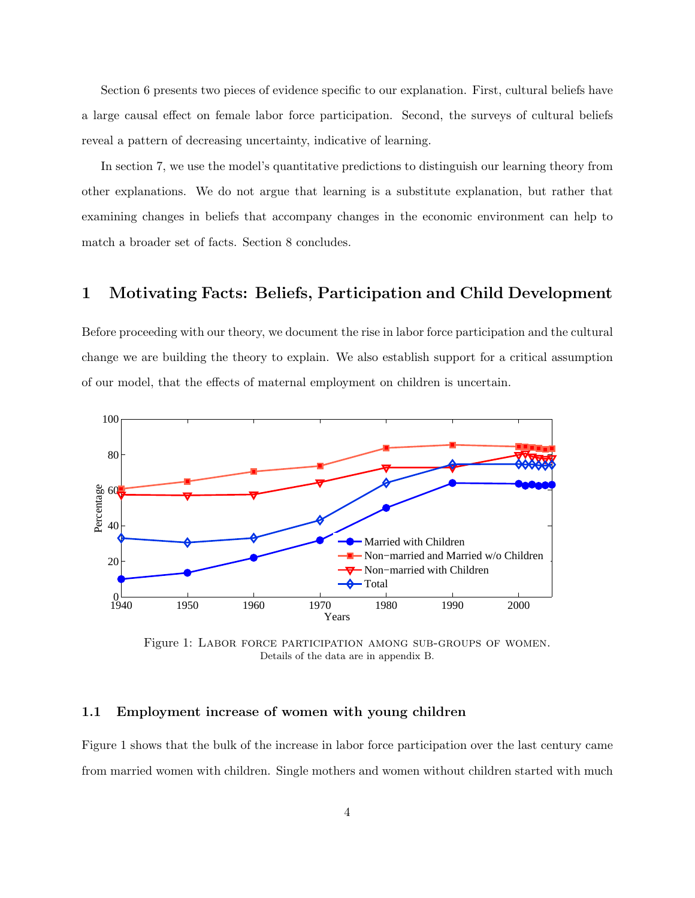Section 6 presents two pieces of evidence specific to our explanation. First, cultural beliefs have a large causal effect on female labor force participation. Second, the surveys of cultural beliefs reveal a pattern of decreasing uncertainty, indicative of learning.

In section 7, we use the model's quantitative predictions to distinguish our learning theory from other explanations. We do not argue that learning is a substitute explanation, but rather that examining changes in beliefs that accompany changes in the economic environment can help to match a broader set of facts. Section 8 concludes.

# 1 Motivating Facts: Beliefs, Participation and Child Development

Before proceeding with our theory, we document the rise in labor force participation and the cultural change we are building the theory to explain. We also establish support for a critical assumption of our model, that the effects of maternal employment on children is uncertain.

Figure 1: Labor force participation among sub-groups of women.
Details of the data are in appendix B.

## 1.1 Employment increase of women with young children

Figure 1 shows that the bulk of the increase in labor force participation over the last century came from married women with children. Single mothers and women without children started with much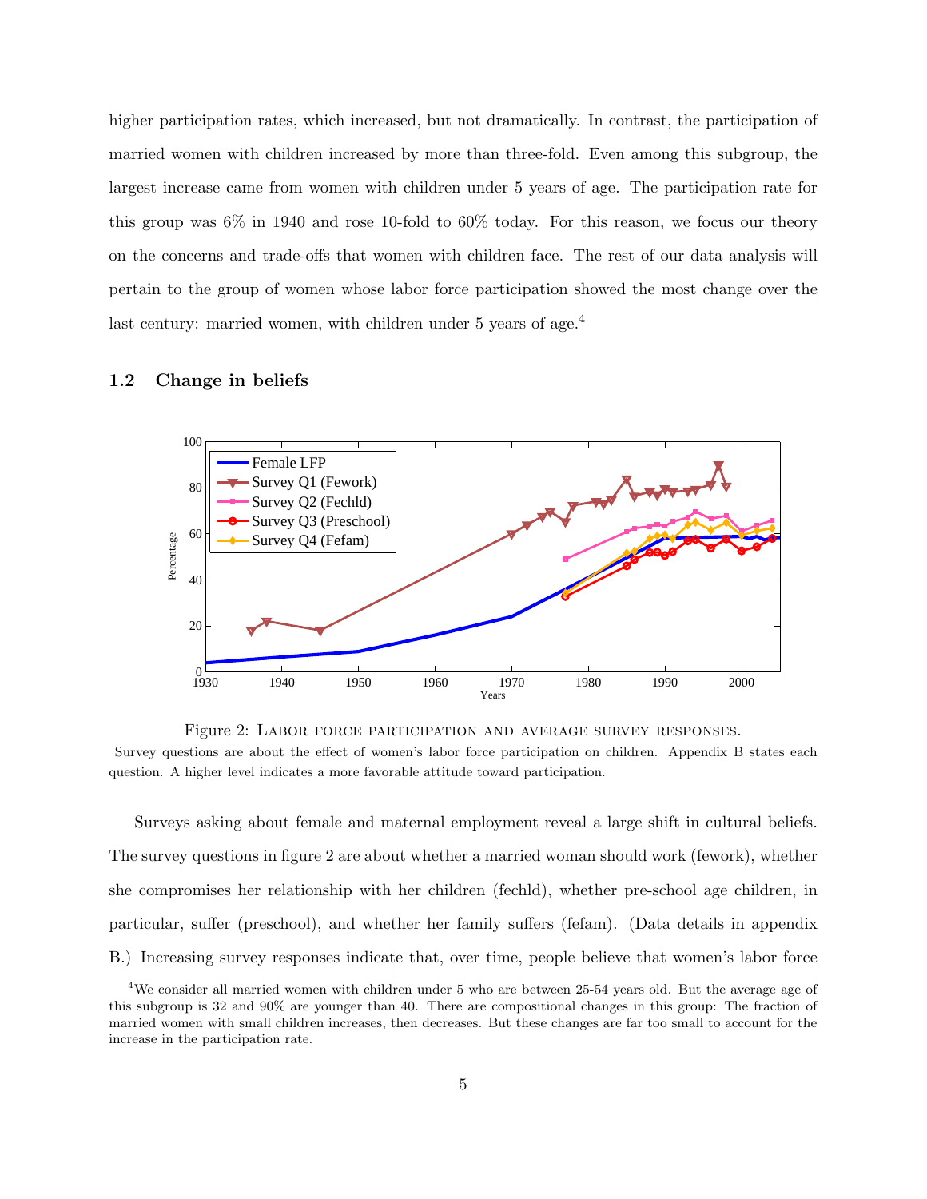higher participation rates, which increased, but not dramatically. In contrast, the participation of married women with children increased by more than three-fold. Even among this subgroup, the largest increase came from women with children under 5 years of age. The participation rate for this group was 6% in 1940 and rose 10-fold to 60% today. For this reason, we focus our theory on the concerns and trade-offs that women with children face. The rest of our data analysis will pertain to the group of women whose labor force participation showed the most change over the last century: married women, with children under 5 years of age.[4]

### 1.2 Change in beliefs

Figure 2: LABOR FORCE PARTICIPATION AND AVERAGE SURVEY RESPONSES.
Survey questions are about the effect of women's labor force participation on children. Appendix B states each question. A higher level indicates a more favorable attitude toward participation.

Surveys asking about female and maternal employment reveal a large shift in cultural beliefs. The survey questions in figure 2 are about whether a married woman should work (fework), whether she compromises her relationship with her children (fechld), whether pre-school age children, in particular, suffer (preschool), and whether her family suffers (fefam). (Data details in appendix B.) Increasing survey responses indicate that, over time, people believe that women's labor force

[4]We consider all married women with children under 5 who are between 25-54 years old. But the average age of this subgroup is 32 and 90% are younger than 40. There are compositional changes in this group: The fraction of married women with small children increases, then decreases. But these changes are far too small to account for the increase in the participation rate.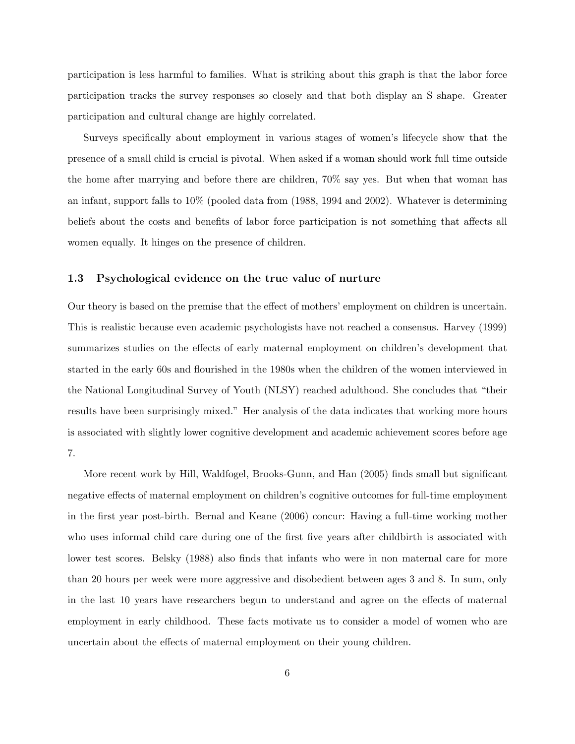participation is less harmful to families. What is striking about this graph is that the labor force participation tracks the survey responses so closely and that both display an S shape. Greater participation and cultural change are highly correlated.

Surveys specifically about employment in various stages of women's lifecycle show that the presence of a small child is crucial is pivotal. When asked if a woman should work full time outside the home after marrying and before there are children, 70% say yes. But when that woman has an infant, support falls to 10% (pooled data from (1988, 1994 and 2002). Whatever is determining beliefs about the costs and benefits of labor force participation is not something that affects all women equally. It hinges on the presence of children.

### 1.3 Psychological evidence on the true value of nurture

Our theory is based on the premise that the effect of mothers' employment on children is uncertain. This is realistic because even academic psychologists have not reached a consensus. Harvey (1999) summarizes studies on the effects of early maternal employment on children's development that started in the early 60s and flourished in the 1980s when the children of the women interviewed in the National Longitudinal Survey of Youth (NLSY) reached adulthood. She concludes that "their results have been surprisingly mixed." Her analysis of the data indicates that working more hours is associated with slightly lower cognitive development and academic achievement scores before age 7.

More recent work by Hill, Waldfogel, Brooks-Gunn, and Han (2005) finds small but significant negative effects of maternal employment on children's cognitive outcomes for full-time employment in the first year post-birth. Bernal and Keane (2006) concur: Having a full-time working mother who uses informal child care during one of the first five years after childbirth is associated with lower test scores. Belsky (1988) also finds that infants who were in non maternal care for more than 20 hours per week were more aggressive and disobedient between ages 3 and 8. In sum, only in the last 10 years have researchers begun to understand and agree on the effects of maternal employment in early childhood. These facts motivate us to consider a model of women who are uncertain about the effects of maternal employment on their young children.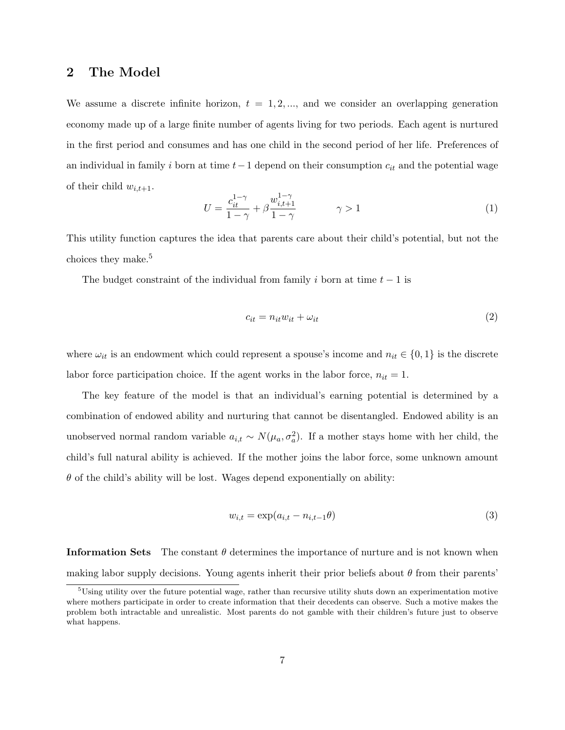## 2 The Model

We assume a discrete infinite horizon, $t = 1, 2, ...,$ and we consider an overlapping generation economy made up of a large finite number of agents living for two periods. Each agent is nurtured in the first period and consumes and has one child in the second period of her life. Preferences of an individual in family $i$ born at time $t-1$ depend on their consumption $c_{it}$ and the potential wage of their child $w_{i,t+1}$.

$$U = \frac{c_{it}^{1-\gamma}}{1-\gamma} + \beta \frac{w_{i,t+1}^{1-\gamma}}{1-\gamma} \qquad \gamma > 1 \tag{1}$$

This utility function captures the idea that parents care about their child's potential, but not the choices they make.[5]

The budget constraint of the individual from family $i$ born at time $t-1$ is

$$c_{it} = n_{it} w_{it} + \omega_{it} \tag{2}$$

where $\omega_{it}$ is an endowment which could represent a spouse's income and $n_{it} \in \{0, 1\}$ is the discrete labor force participation choice. If the agent works in the labor force, $n_{it} = 1$.

The key feature of the model is that an individual's earning potential is determined by a combination of endowed ability and nurturing that cannot be disentangled. Endowed ability is an unobserved normal random variable $a_{i,t} \sim N(\mu_a, \sigma_a^2)$. If a mother stays home with her child, the child's full natural ability is achieved. If the mother joins the labor force, some unknown amount $\theta$ of the child's ability will be lost. Wages depend exponentially on ability:

$$w_{i,t} = \exp(a_{i,t} - n_{i,t-1}\theta) \tag{3}$$

**Information Sets** The constant $\theta$ determines the importance of nurture and is not known when making labor supply decisions. Young agents inherit their prior beliefs about $\theta$ from their parents'

[5]Using utility over the future potential wage, rather than recursive utility shuts down an experimentation motive where mothers participate in order to create information that their decedents can observe. Such a motive makes the problem both intractable and unrealistic. Most parents do not gamble with their children's future just to observe what happens.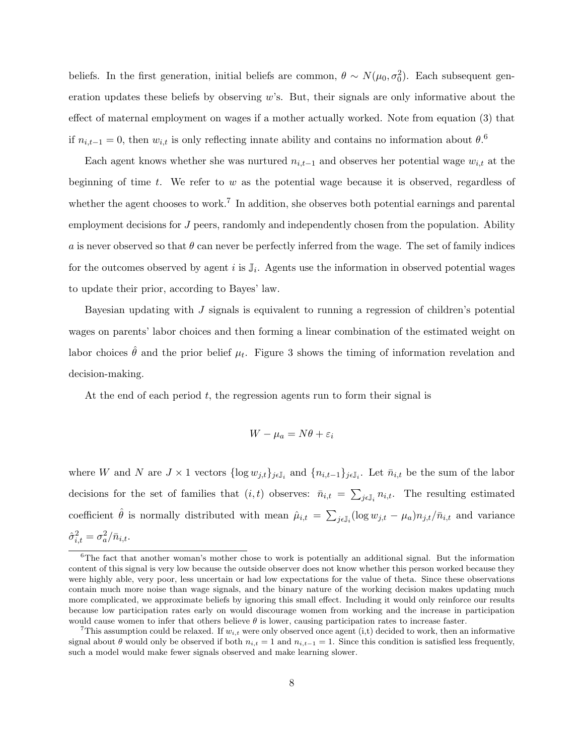beliefs. In the first generation, initial beliefs are common, $\theta \sim N(\mu_0, \sigma_0^2)$. Each subsequent generation updates these beliefs by observing $w$'s. But, their signals are only informative about the effect of maternal employment on wages if a mother actually worked. Note from equation (3) that if $n_{i,t-1} = 0$, then $w_{i,t}$ is only reflecting innate ability and contains no information about $\theta$.[6]

Each agent knows whether she was nurtured $n_{i,t-1}$ and observes her potential wage $w_{i,t}$ at the beginning of time $t$. We refer to $w$ as the potential wage because it is observed, regardless of whether the agent chooses to work.[7] In addition, she observes both potential earnings and parental employment decisions for $J$ peers, randomly and independently chosen from the population. Ability $a$ is never observed so that $\theta$ can never be perfectly inferred from the wage. The set of family indices for the outcomes observed by agent $i$ is $\mathbb{J}_i$. Agents use the information in observed potential wages to update their prior, according to Bayes' law.

Bayesian updating with $J$ signals is equivalent to running a regression of children's potential wages on parents' labor choices and then forming a linear combination of the estimated weight on labor choices $\hat{\theta}$ and the prior belief $\mu_t$. Figure 3 shows the timing of information revelation and decision-making.

At the end of each period $t$, the regression agents run to form their signal is

$$W - \mu_a = N\theta + \varepsilon_i$$

where $W$ and $N$ are $J \times 1$ vectors $\{\log w_{j,t}\}_{j \epsilon \mathbb{J}_i}$ and $\{n_{i,t-1}\}_{j \epsilon \mathbb{J}_i}$. Let $\bar{n}_{i,t}$ be the sum of the labor decisions for the set of families that $(i,t)$ observes: $\bar{n}_{i,t} = \sum_{j \epsilon \mathbb{J}_i} n_{i,t}$. The resulting estimated coefficient $\hat{\theta}$ is normally distributed with mean $\hat{\mu}_{i,t} = \sum_{j \epsilon \mathbb{J}_i} (\log w_{j,t} - \mu_a) n_{j,t} / \bar{n}_{i,t}$ and variance $\hat{\sigma}_{i,t}^2 = \sigma_a^2 / \bar{n}_{i,t}$.

---

[6] The fact that another woman's mother chose to work is potentially an additional signal. But the information content of this signal is very low because the outside observer does not know whether this person worked because they were highly able, very poor, less uncertain or had low expectations for the value of theta. Since these observations contain much more noise than wage signals, and the binary nature of the working decision makes updating much more complicated, we approximate beliefs by ignoring this small effect. Including it would only reinforce our results because low participation rates early on would discourage women from working and the increase in participation would cause women to infer that others believe $\theta$ is lower, causing participation rates to increase faster.

[7] This assumption could be relaxed. If $w_{i,t}$ were only observed once agent (i,t) decided to work, then an informative signal about $\theta$ would only be observed if both $n_{i,t} = 1$ and $n_{i,t-1} = 1$. Since this condition is satisfied less frequently, such a model would make fewer signals observed and make learning slower.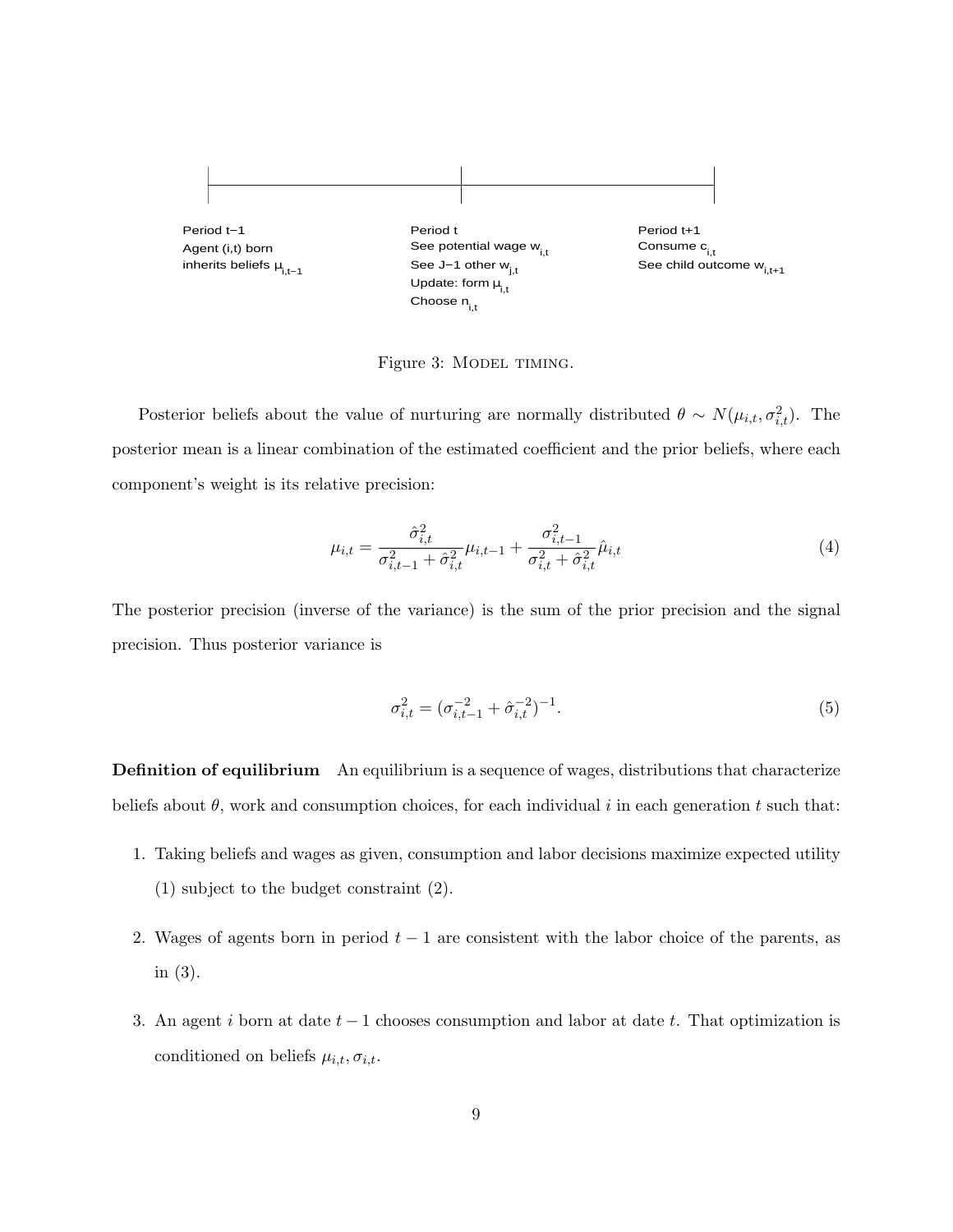Period t−1
Agent (i,t) born
inherits beliefs $\mu_{i,t-1}$

Period t
See potential wage $w_{i,t}$
See J−1 other $w_{j,t}$
Update: form $\mu_{i,t}$
Choose $n_{i,t}$

Period t+1
Consume $c_{i,t}$
See child outcome $w_{i,t+1}$

Figure 3: Model timing.

Posterior beliefs about the value of nurturing are normally distributed $\theta \sim N(\mu_{i,t}, \sigma_{i,t}^2)$. The posterior mean is a linear combination of the estimated coefficient and the prior beliefs, where each component's weight is its relative precision:

$$\mu_{i,t} = \frac{\hat{\sigma}_{i,t}^2}{\sigma_{i,t-1}^2 + \hat{\sigma}_{i,t}^2}\mu_{i,t-1} + \frac{\sigma_{i,t-1}^2}{\sigma_{i,t}^2 + \hat{\sigma}_{i,t}^2}\hat{\mu}_{i,t} \tag{4}$$

The posterior precision (inverse of the variance) is the sum of the prior precision and the signal precision. Thus posterior variance is

$$\sigma_{i,t}^2 = (\sigma_{i,t-1}^{-2} + \hat{\sigma}_{i,t}^{-2})^{-1}. \tag{5}$$

**Definition of equilibrium** An equilibrium is a sequence of wages, distributions that characterize beliefs about $\theta$, work and consumption choices, for each individual $i$ in each generation $t$ such that:

1. Taking beliefs and wages as given, consumption and labor decisions maximize expected utility (1) subject to the budget constraint (2).

2. Wages of agents born in period $t-1$ are consistent with the labor choice of the parents, as in (3).

3. An agent $i$ born at date $t-1$ chooses consumption and labor at date $t$. That optimization is conditioned on beliefs $\mu_{i,t}, \sigma_{i,t}$.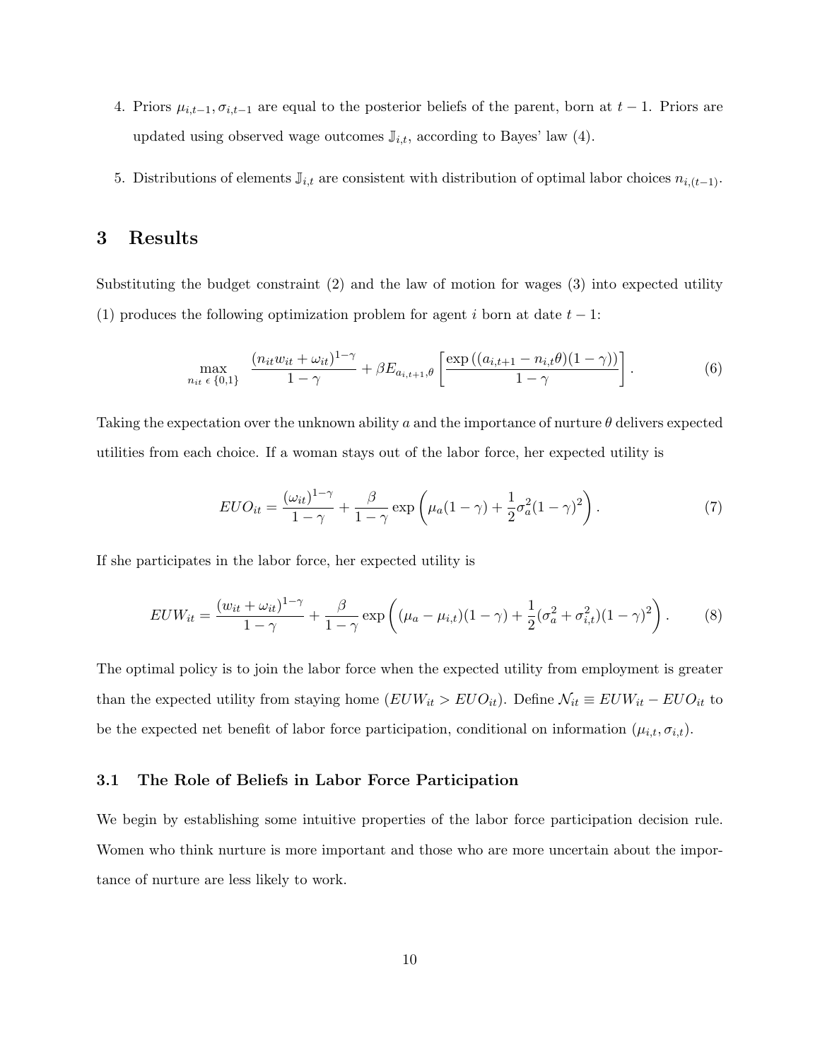4. Priors $\mu_{i,t-1}, \sigma_{i,t-1}$ are equal to the posterior beliefs of the parent, born at $t-1$. Priors are updated using observed wage outcomes $\mathbb{J}_{i,t}$, according to Bayes' law (4).

5. Distributions of elements $\mathbb{J}_{i,t}$ are consistent with distribution of optimal labor choices $n_{i,(t-1)}$.

## 3 Results

Substituting the budget constraint (2) and the law of motion for wages (3) into expected utility (1) produces the following optimization problem for agent $i$ born at date $t-1$:

$$\max_{n_{it}\,\epsilon\,\{0,1\}} \quad \frac{(n_{it}w_{it} + \omega_{it})^{1-\gamma}}{1-\gamma} + \beta E_{a_{i,t+1},\theta}\left[\frac{\exp\left((a_{i,t+1} - n_{i,t}\theta)(1-\gamma)\right)}{1-\gamma}\right]. \tag{6}$$

Taking the expectation over the unknown ability $a$ and the importance of nurture $\theta$ delivers expected utilities from each choice. If a woman stays out of the labor force, her expected utility is

$$EUO_{it} = \frac{(\omega_{it})^{1-\gamma}}{1-\gamma} + \frac{\beta}{1-\gamma}\exp\left(\mu_a(1-\gamma) + \frac{1}{2}\sigma_a^2(1-\gamma)^2\right). \tag{7}$$

If she participates in the labor force, her expected utility is

$$EUW_{it} = \frac{(w_{it} + \omega_{it})^{1-\gamma}}{1-\gamma} + \frac{\beta}{1-\gamma}\exp\left((\mu_a - \mu_{i,t})(1-\gamma) + \frac{1}{2}(\sigma_a^2 + \sigma_{i,t}^2)(1-\gamma)^2\right). \tag{8}$$

The optimal policy is to join the labor force when the expected utility from employment is greater than the expected utility from staying home ($EUW_{it} > EUO_{it}$). Define $\mathcal{N}_{it} \equiv EUW_{it} - EUO_{it}$ to be the expected net benefit of labor force participation, conditional on information $(\mu_{i,t}, \sigma_{i,t})$.

### 3.1 The Role of Beliefs in Labor Force Participation

We begin by establishing some intuitive properties of the labor force participation decision rule. Women who think nurture is more important and those who are more uncertain about the importance of nurture are less likely to work.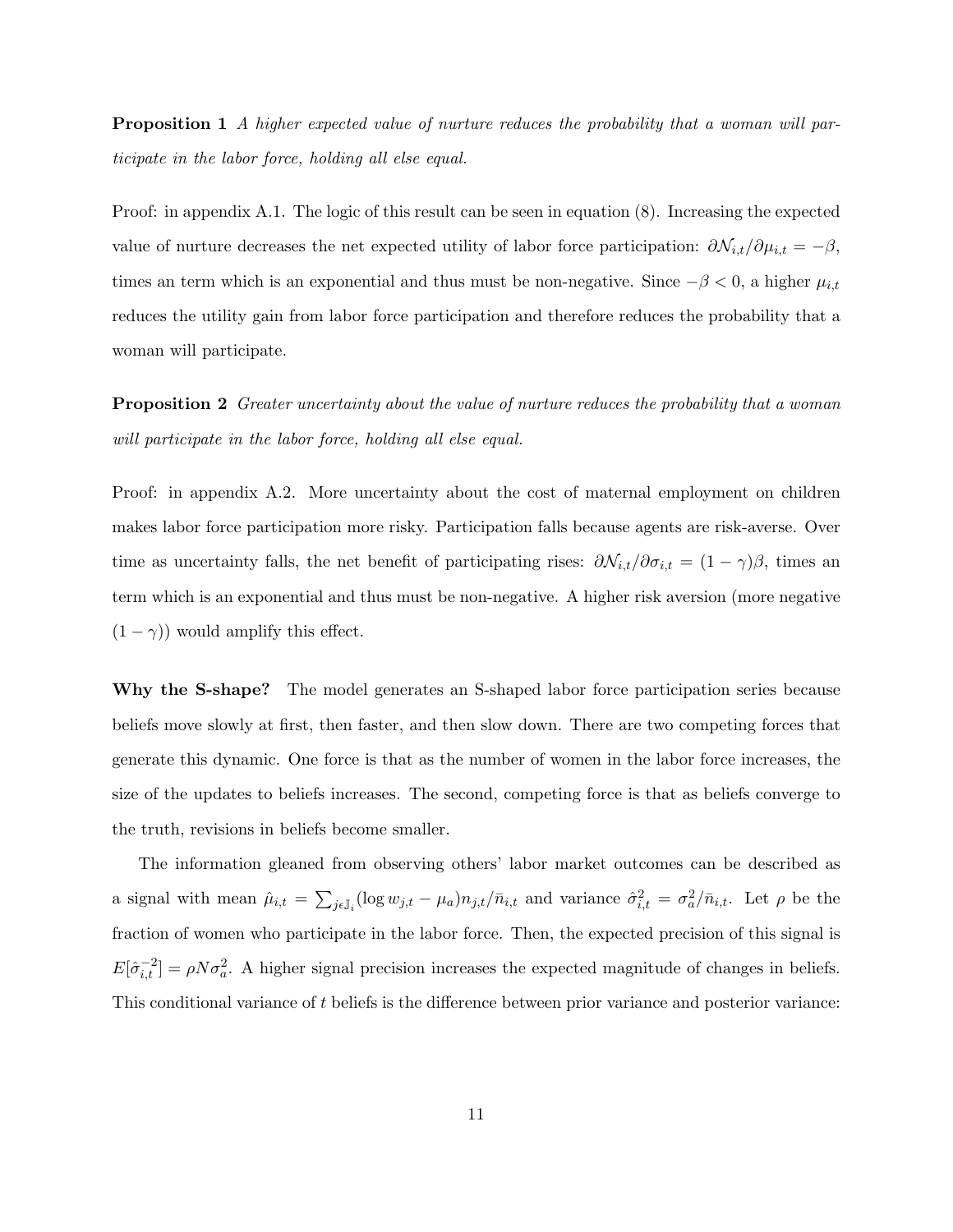**Proposition 1** *A higher expected value of nurture reduces the probability that a woman will participate in the labor force, holding all else equal.*

Proof: in appendix A.1. The logic of this result can be seen in equation (8). Increasing the expected value of nurture decreases the net expected utility of labor force participation: $\partial \mathcal{N}_{i,t}/\partial \mu_{i,t} = -\beta$, times an term which is an exponential and thus must be non-negative. Since $-\beta < 0$, a higher $\mu_{i,t}$ reduces the utility gain from labor force participation and therefore reduces the probability that a woman will participate.

**Proposition 2** *Greater uncertainty about the value of nurture reduces the probability that a woman will participate in the labor force, holding all else equal.*

Proof: in appendix A.2. More uncertainty about the cost of maternal employment on children makes labor force participation more risky. Participation falls because agents are risk-averse. Over time as uncertainty falls, the net benefit of participating rises: $\partial \mathcal{N}_{i,t}/\partial \sigma_{i,t} = (1-\gamma)\beta$, times an term which is an exponential and thus must be non-negative. A higher risk aversion (more negative $(1-\gamma)$) would amplify this effect.

**Why the S-shape?** The model generates an S-shaped labor force participation series because beliefs move slowly at first, then faster, and then slow down. There are two competing forces that generate this dynamic. One force is that as the number of women in the labor force increases, the size of the updates to beliefs increases. The second, competing force is that as beliefs converge to the truth, revisions in beliefs become smaller.

The information gleaned from observing others' labor market outcomes can be described as a signal with mean $\hat{\mu}_{i,t} = \sum_{j \epsilon \mathbb{J}_i} (\log w_{j,t} - \mu_a) n_{j,t}/\bar{n}_{i,t}$ and variance $\hat{\sigma}^2_{i,t} = \sigma^2_a/\bar{n}_{i,t}$. Let $\rho$ be the fraction of women who participate in the labor force. Then, the expected precision of this signal is $E[\hat{\sigma}^{-2}_{i,t}] = \rho N \sigma^2_a$. A higher signal precision increases the expected magnitude of changes in beliefs. This conditional variance of $t$ beliefs is the difference between prior variance and posterior variance: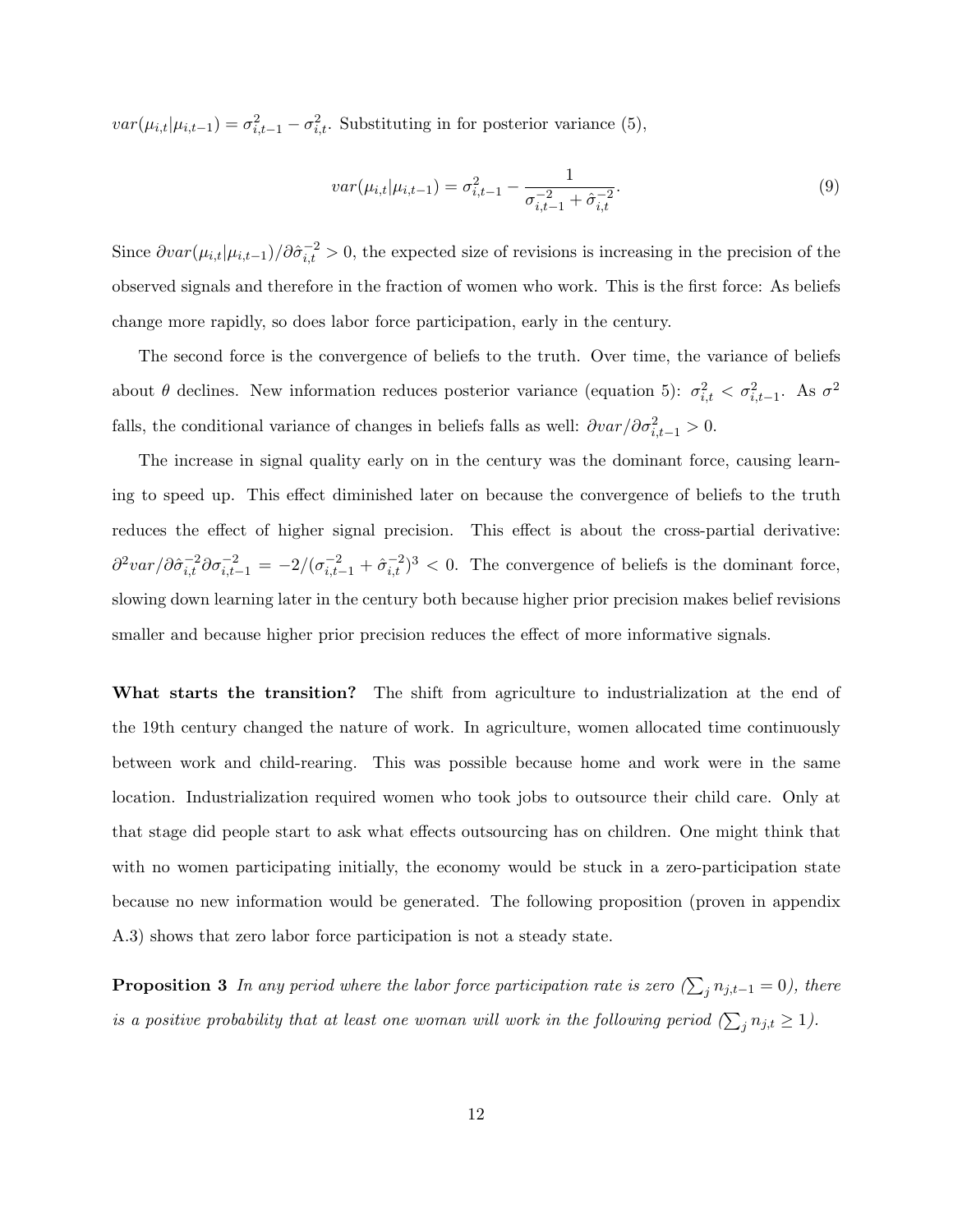$var(\mu_{i,t}|\mu_{i,t-1}) = \sigma^2_{i,t-1} - \sigma^2_{i,t}$. Substituting in for posterior variance (5),

$$var(\mu_{i,t}|\mu_{i,t-1}) = \sigma^2_{i,t-1} - \frac{1}{\sigma^{-2}_{i,t-1} + \hat{\sigma}^{-2}_{i,t}}. \tag{9}$$

Since $\partial var(\mu_{i,t}|\mu_{i,t-1})/\partial \hat{\sigma}^{-2}_{i,t} > 0$, the expected size of revisions is increasing in the precision of the observed signals and therefore in the fraction of women who work. This is the first force: As beliefs change more rapidly, so does labor force participation, early in the century.

The second force is the convergence of beliefs to the truth. Over time, the variance of beliefs about $\theta$ declines. New information reduces posterior variance (equation 5): $\sigma^2_{i,t} < \sigma^2_{i,t-1}$. As $\sigma^2$ falls, the conditional variance of changes in beliefs falls as well: $\partial var/\partial \sigma^2_{i,t-1} > 0$.

The increase in signal quality early on in the century was the dominant force, causing learning to speed up. This effect diminished later on because the convergence of beliefs to the truth reduces the effect of higher signal precision. This effect is about the cross-partial derivative: $\partial^2 var/\partial \hat{\sigma}^{-2}_{i,t} \partial \sigma^{-2}_{i,t-1} = -2/(\sigma^{-2}_{i,t-1} + \hat{\sigma}^{-2}_{i,t})^3 < 0$. The convergence of beliefs is the dominant force, slowing down learning later in the century both because higher prior precision makes belief revisions smaller and because higher prior precision reduces the effect of more informative signals.

**What starts the transition?** The shift from agriculture to industrialization at the end of the 19th century changed the nature of work. In agriculture, women allocated time continuously between work and child-rearing. This was possible because home and work were in the same location. Industrialization required women who took jobs to outsource their child care. Only at that stage did people start to ask what effects outsourcing has on children. One might think that with no women participating initially, the economy would be stuck in a zero-participation state because no new information would be generated. The following proposition (proven in appendix A.3) shows that zero labor force participation is not a steady state.

**Proposition 3** *In any period where the labor force participation rate is zero ($\sum_j n_{j,t-1} = 0$), there is a positive probability that at least one woman will work in the following period ($\sum_j n_{j,t} \geq 1$).*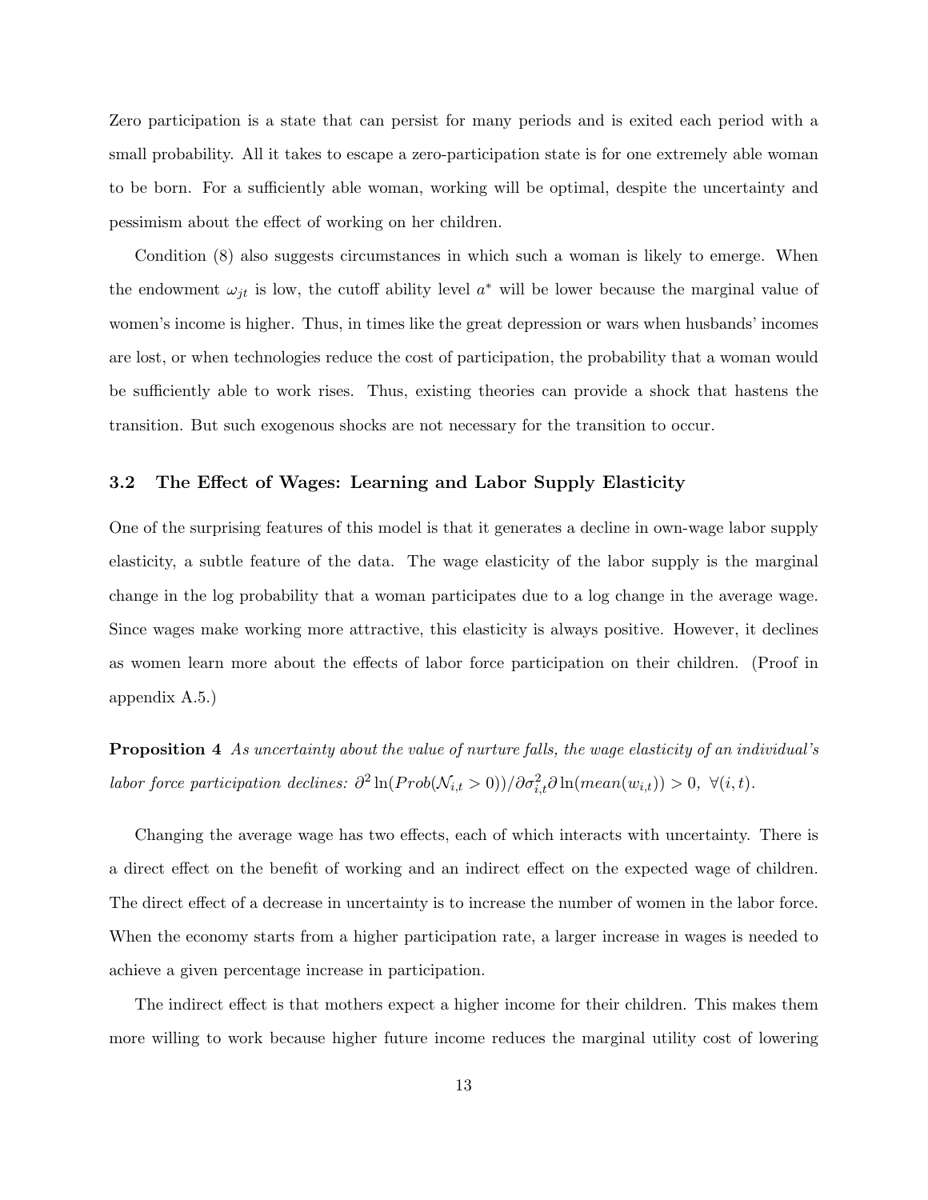Zero participation is a state that can persist for many periods and is exited each period with a small probability. All it takes to escape a zero-participation state is for one extremely able woman to be born. For a sufficiently able woman, working will be optimal, despite the uncertainty and pessimism about the effect of working on her children.

Condition (8) also suggests circumstances in which such a woman is likely to emerge. When the endowment $\omega_{jt}$ is low, the cutoff ability level $a^*$ will be lower because the marginal value of women's income is higher. Thus, in times like the great depression or wars when husbands' incomes are lost, or when technologies reduce the cost of participation, the probability that a woman would be sufficiently able to work rises. Thus, existing theories can provide a shock that hastens the transition. But such exogenous shocks are not necessary for the transition to occur.

### 3.2 The Effect of Wages: Learning and Labor Supply Elasticity

One of the surprising features of this model is that it generates a decline in own-wage labor supply elasticity, a subtle feature of the data. The wage elasticity of the labor supply is the marginal change in the log probability that a woman participates due to a log change in the average wage. Since wages make working more attractive, this elasticity is always positive. However, it declines as women learn more about the effects of labor force participation on their children. (Proof in appendix A.5.)

**Proposition 4** *As uncertainty about the value of nurture falls, the wage elasticity of an individual's labor force participation declines:* $\partial^2 \ln(Prob(\mathcal{N}_{i,t} > 0))/\partial\sigma^2_{i,t}\partial \ln(mean(w_{i,t})) > 0,\ \forall(i,t).$

Changing the average wage has two effects, each of which interacts with uncertainty. There is a direct effect on the benefit of working and an indirect effect on the expected wage of children. The direct effect of a decrease in uncertainty is to increase the number of women in the labor force. When the economy starts from a higher participation rate, a larger increase in wages is needed to achieve a given percentage increase in participation.

The indirect effect is that mothers expect a higher income for their children. This makes them more willing to work because higher future income reduces the marginal utility cost of lowering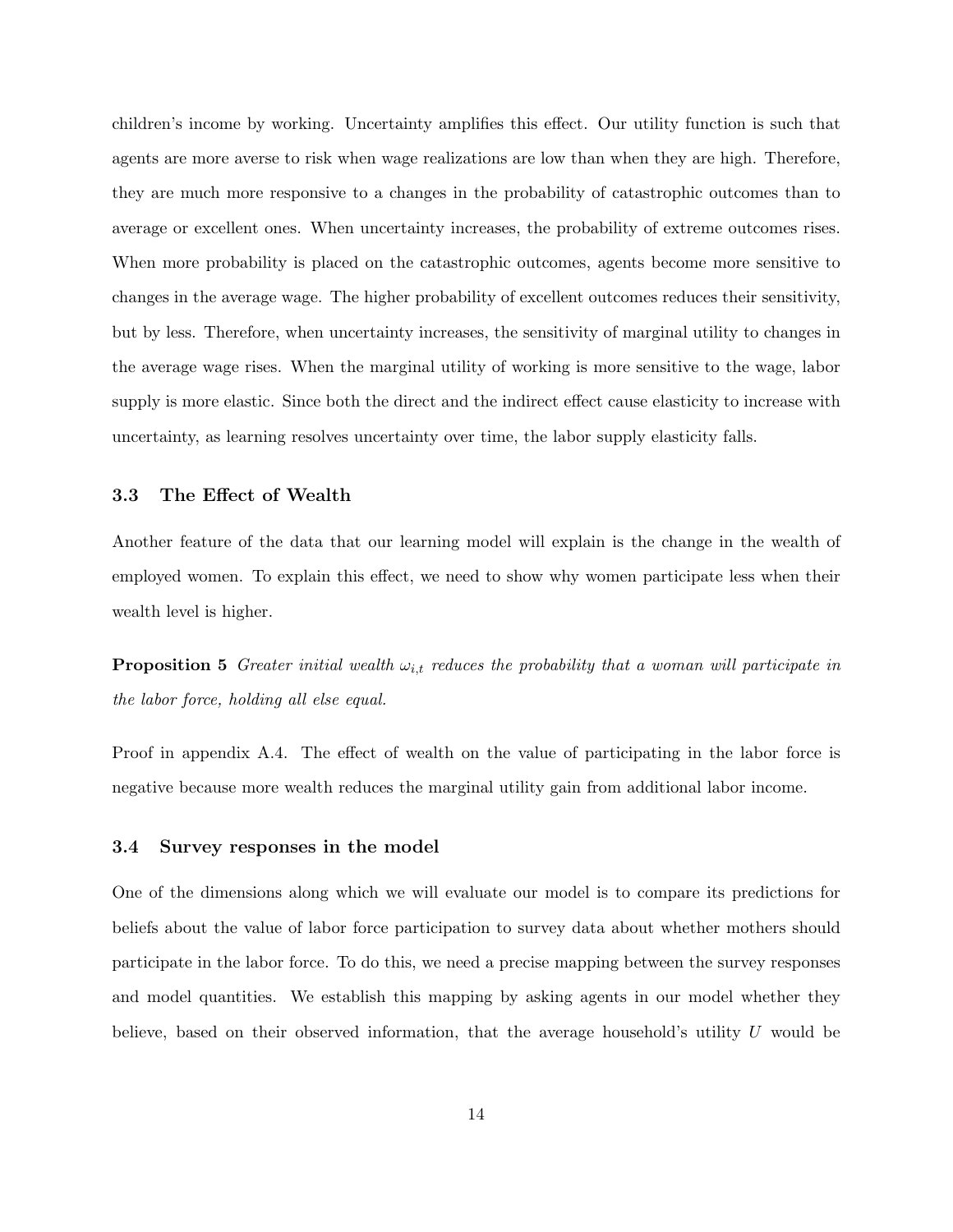children's income by working. Uncertainty amplifies this effect. Our utility function is such that agents are more averse to risk when wage realizations are low than when they are high. Therefore, they are much more responsive to a changes in the probability of catastrophic outcomes than to average or excellent ones. When uncertainty increases, the probability of extreme outcomes rises. When more probability is placed on the catastrophic outcomes, agents become more sensitive to changes in the average wage. The higher probability of excellent outcomes reduces their sensitivity, but by less. Therefore, when uncertainty increases, the sensitivity of marginal utility to changes in the average wage rises. When the marginal utility of working is more sensitive to the wage, labor supply is more elastic. Since both the direct and the indirect effect cause elasticity to increase with uncertainty, as learning resolves uncertainty over time, the labor supply elasticity falls.

### 3.3 The Effect of Wealth

Another feature of the data that our learning model will explain is the change in the wealth of employed women. To explain this effect, we need to show why women participate less when their wealth level is higher.

**Proposition 5** *Greater initial wealth $\omega_{i,t}$ reduces the probability that a woman will participate in the labor force, holding all else equal.*

Proof in appendix A.4. The effect of wealth on the value of participating in the labor force is negative because more wealth reduces the marginal utility gain from additional labor income.

### 3.4 Survey responses in the model

One of the dimensions along which we will evaluate our model is to compare its predictions for beliefs about the value of labor force participation to survey data about whether mothers should participate in the labor force. To do this, we need a precise mapping between the survey responses and model quantities. We establish this mapping by asking agents in our model whether they believe, based on their observed information, that the average household's utility $U$ would be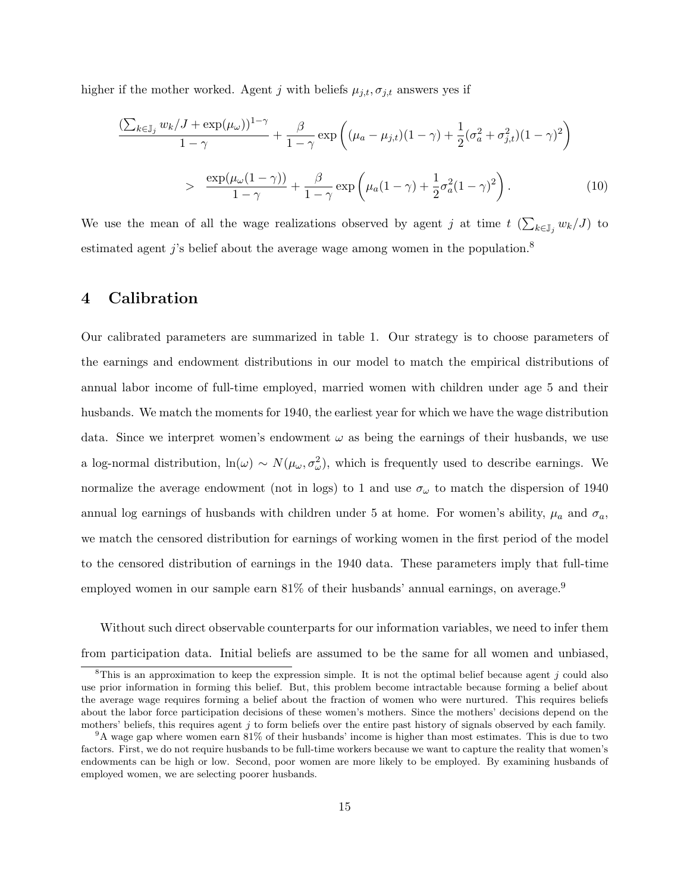higher if the mother worked. Agent $j$ with beliefs $\mu_{j,t}, \sigma_{j,t}$ answers yes if

$$\frac{(\sum_{k \in \mathbb{J}_j} w_k/J + \exp(\mu_\omega))^{1-\gamma}}{1-\gamma} + \frac{\beta}{1-\gamma} \exp\left( (\mu_a - \mu_{j,t})(1-\gamma) + \frac{1}{2}(\sigma_a^2 + \sigma_{j,t}^2)(1-\gamma)^2 \right)$$

$$> \frac{\exp(\mu_\omega(1-\gamma))}{1-\gamma} + \frac{\beta}{1-\gamma} \exp\left( \mu_a(1-\gamma) + \frac{1}{2}\sigma_a^2(1-\gamma)^2 \right). \tag{10}$$

We use the mean of all the wage realizations observed by agent $j$ at time $t$ ($\sum_{k \in \mathbb{J}_j} w_k/J$) to estimated agent $j$'s belief about the average wage among women in the population.[8]

# 4 Calibration

Our calibrated parameters are summarized in table 1. Our strategy is to choose parameters of the earnings and endowment distributions in our model to match the empirical distributions of annual labor income of full-time employed, married women with children under age 5 and their husbands. We match the moments for 1940, the earliest year for which we have the wage distribution data. Since we interpret women's endowment $\omega$ as being the earnings of their husbands, we use a log-normal distribution, $\ln(\omega) \sim N(\mu_\omega, \sigma_\omega^2)$, which is frequently used to describe earnings. We normalize the average endowment (not in logs) to 1 and use $\sigma_\omega$ to match the dispersion of 1940 annual log earnings of husbands with children under 5 at home. For women's ability, $\mu_a$ and $\sigma_a$, we match the censored distribution for earnings of working women in the first period of the model to the censored distribution of earnings in the 1940 data. These parameters imply that full-time employed women in our sample earn 81% of their husbands' annual earnings, on average.[9]

Without such direct observable counterparts for our information variables, we need to infer them from participation data. Initial beliefs are assumed to be the same for all women and unbiased,

[8] This is an approximation to keep the expression simple. It is not the optimal belief because agent $j$ could also use prior information in forming this belief. But, this problem become intractable because forming a belief about the average wage requires forming a belief about the fraction of women who were nurtured. This requires beliefs about the labor force participation decisions of these women's mothers. Since the mothers' decisions depend on the mothers' beliefs, this requires agent $j$ to form beliefs over the entire past history of signals observed by each family.

[9] A wage gap where women earn 81% of their husbands' income is higher than most estimates. This is due to two factors. First, we do not require husbands to be full-time workers because we want to capture the reality that women's endowments can be high or low. Second, poor women are more likely to be employed. By examining husbands of employed women, we are selecting poorer husbands.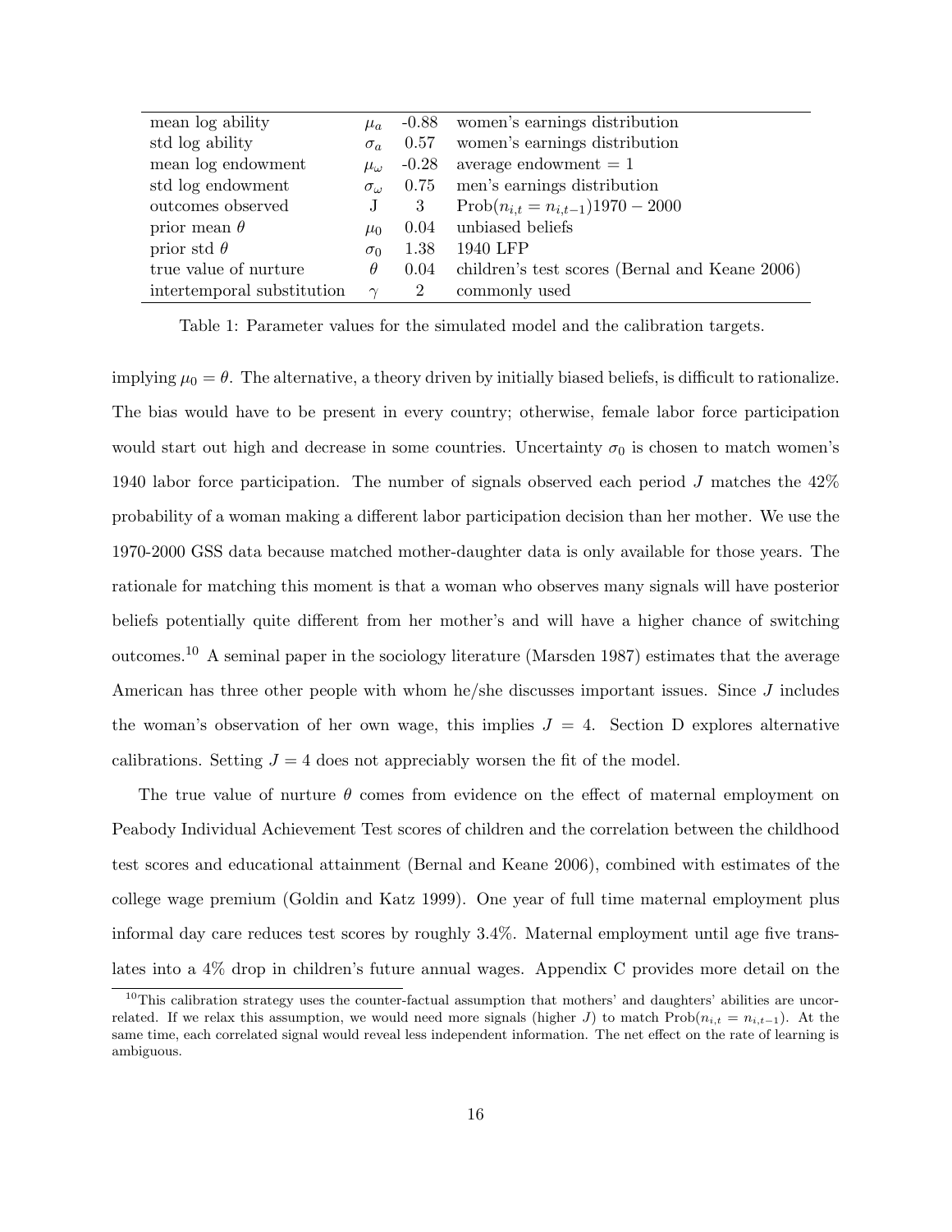| | | | |
|---|---|---|---|
| mean log ability | $\mu_a$ | -0.88 | women's earnings distribution |
| std log ability | $\sigma_a$ | 0.57 | women's earnings distribution |
| mean log endowment | $\mu_\omega$ | -0.28 | average endowment = 1 |
| std log endowment | $\sigma_\omega$ | 0.75 | men's earnings distribution |
| outcomes observed | J | 3 | $\text{Prob}(n_{i,t} = n_{i,t-1}) 1970 - 2000$ |
| prior mean $\theta$ | $\mu_0$ | 0.04 | unbiased beliefs |
| prior std $\theta$ | $\sigma_0$ | 1.38 | 1940 LFP |
| true value of nurture | $\theta$ | 0.04 | children's test scores (Bernal and Keane 2006) |
| intertemporal substitution | $\gamma$ | 2 | commonly used |

Table 1: Parameter values for the simulated model and the calibration targets.

implying $\mu_0 = \theta$. The alternative, a theory driven by initially biased beliefs, is difficult to rationalize. The bias would have to be present in every country; otherwise, female labor force participation would start out high and decrease in some countries. Uncertainty $\sigma_0$ is chosen to match women's 1940 labor force participation. The number of signals observed each period $J$ matches the 42% probability of a woman making a different labor participation decision than her mother. We use the 1970-2000 GSS data because matched mother-daughter data is only available for those years. The rationale for matching this moment is that a woman who observes many signals will have posterior beliefs potentially quite different from her mother's and will have a higher chance of switching outcomes.[10] A seminal paper in the sociology literature (Marsden 1987) estimates that the average American has three other people with whom he/she discusses important issues. Since $J$ includes the woman's observation of her own wage, this implies $J = 4$. Section D explores alternative calibrations. Setting $J = 4$ does not appreciably worsen the fit of the model.

The true value of nurture $\theta$ comes from evidence on the effect of maternal employment on Peabody Individual Achievement Test scores of children and the correlation between the childhood test scores and educational attainment (Bernal and Keane 2006), combined with estimates of the college wage premium (Goldin and Katz 1999). One year of full time maternal employment plus informal day care reduces test scores by roughly 3.4%. Maternal employment until age five translates into a 4% drop in children's future annual wages. Appendix C provides more detail on the

[10] This calibration strategy uses the counter-factual assumption that mothers' and daughters' abilities are uncorrelated. If we relax this assumption, we would need more signals (higher $J$) to match $\text{Prob}(n_{i,t} = n_{i,t-1})$. At the same time, each correlated signal would reveal less independent information. The net effect on the rate of learning is ambiguous.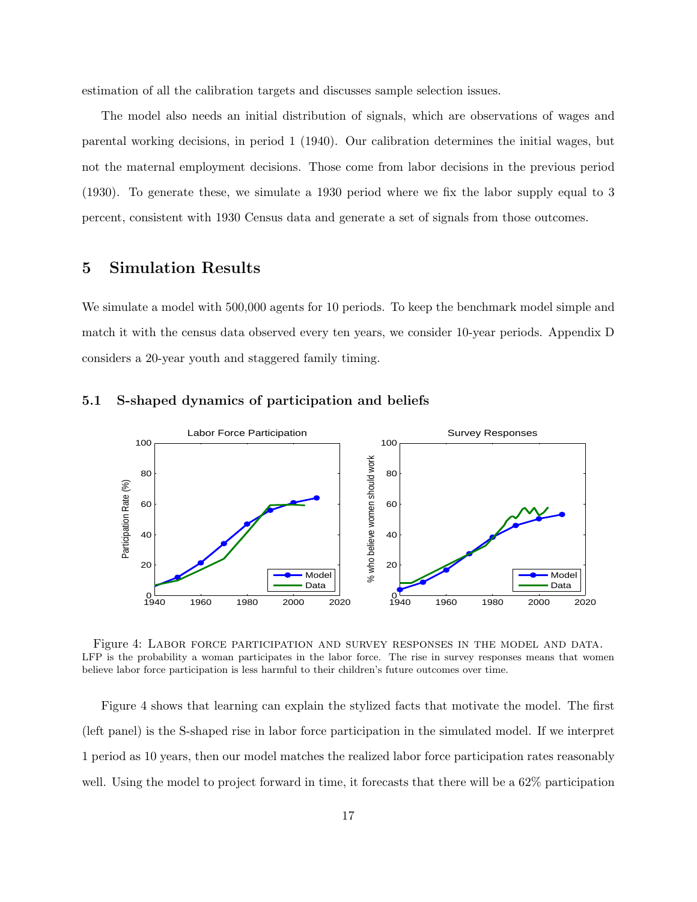estimation of all the calibration targets and discusses sample selection issues.

The model also needs an initial distribution of signals, which are observations of wages and parental working decisions, in period 1 (1940). Our calibration determines the initial wages, but not the maternal employment decisions. Those come from labor decisions in the previous period (1930). To generate these, we simulate a 1930 period where we fix the labor supply equal to 3 percent, consistent with 1930 Census data and generate a set of signals from those outcomes.

## 5 Simulation Results

We simulate a model with 500,000 agents for 10 periods. To keep the benchmark model simple and match it with the census data observed every ten years, we consider 10-year periods. Appendix D considers a 20-year youth and staggered family timing.

### 5.1 S-shaped dynamics of participation and beliefs

Figure 4: LABOR FORCE PARTICIPATION AND SURVEY RESPONSES IN THE MODEL AND DATA. LFP is the probability a woman participates in the labor force. The rise in survey responses means that women believe labor force participation is less harmful to their children's future outcomes over time.

Figure 4 shows that learning can explain the stylized facts that motivate the model. The first (left panel) is the S-shaped rise in labor force participation in the simulated model. If we interpret 1 period as 10 years, then our model matches the realized labor force participation rates reasonably well. Using the model to project forward in time, it forecasts that there will be a 62% participation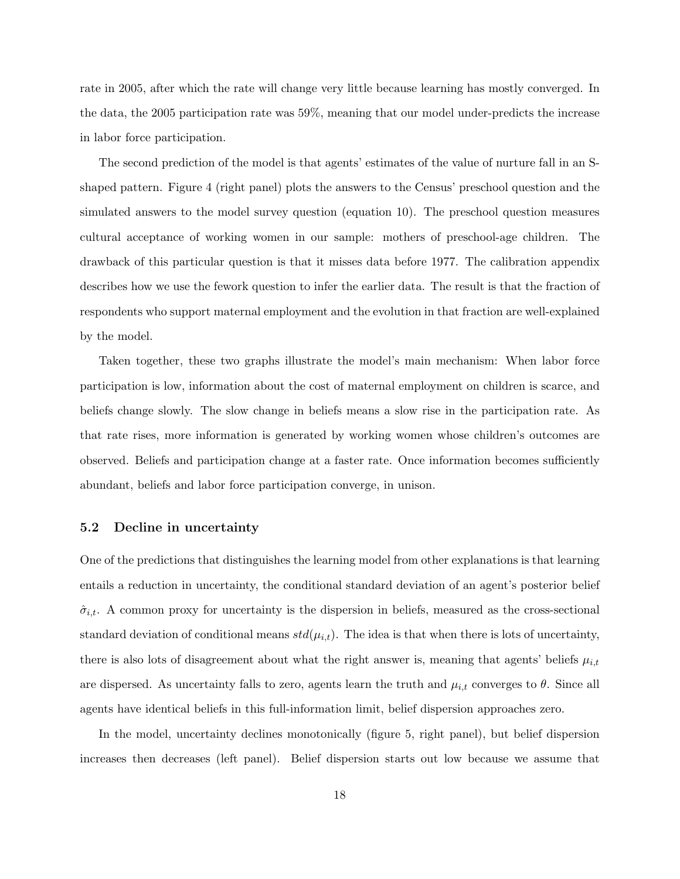rate in 2005, after which the rate will change very little because learning has mostly converged. In the data, the 2005 participation rate was 59%, meaning that our model under-predicts the increase in labor force participation.

The second prediction of the model is that agents' estimates of the value of nurture fall in an S-shaped pattern. Figure 4 (right panel) plots the answers to the Census' preschool question and the simulated answers to the model survey question (equation 10). The preschool question measures cultural acceptance of working women in our sample: mothers of preschool-age children. The drawback of this particular question is that it misses data before 1977. The calibration appendix describes how we use the fework question to infer the earlier data. The result is that the fraction of respondents who support maternal employment and the evolution in that fraction are well-explained by the model.

Taken together, these two graphs illustrate the model's main mechanism: When labor force participation is low, information about the cost of maternal employment on children is scarce, and beliefs change slowly. The slow change in beliefs means a slow rise in the participation rate. As that rate rises, more information is generated by working women whose children's outcomes are observed. Beliefs and participation change at a faster rate. Once information becomes sufficiently abundant, beliefs and labor force participation converge, in unison.

### 5.2 Decline in uncertainty

One of the predictions that distinguishes the learning model from other explanations is that learning entails a reduction in uncertainty, the conditional standard deviation of an agent's posterior belief $\hat{\sigma}_{i,t}$. A common proxy for uncertainty is the dispersion in beliefs, measured as the cross-sectional standard deviation of conditional means $std(\mu_{i,t})$. The idea is that when there is lots of uncertainty, there is also lots of disagreement about what the right answer is, meaning that agents' beliefs $\mu_{i,t}$ are dispersed. As uncertainty falls to zero, agents learn the truth and $\mu_{i,t}$ converges to $\theta$. Since all agents have identical beliefs in this full-information limit, belief dispersion approaches zero.

In the model, uncertainty declines monotonically (figure 5, right panel), but belief dispersion increases then decreases (left panel). Belief dispersion starts out low because we assume that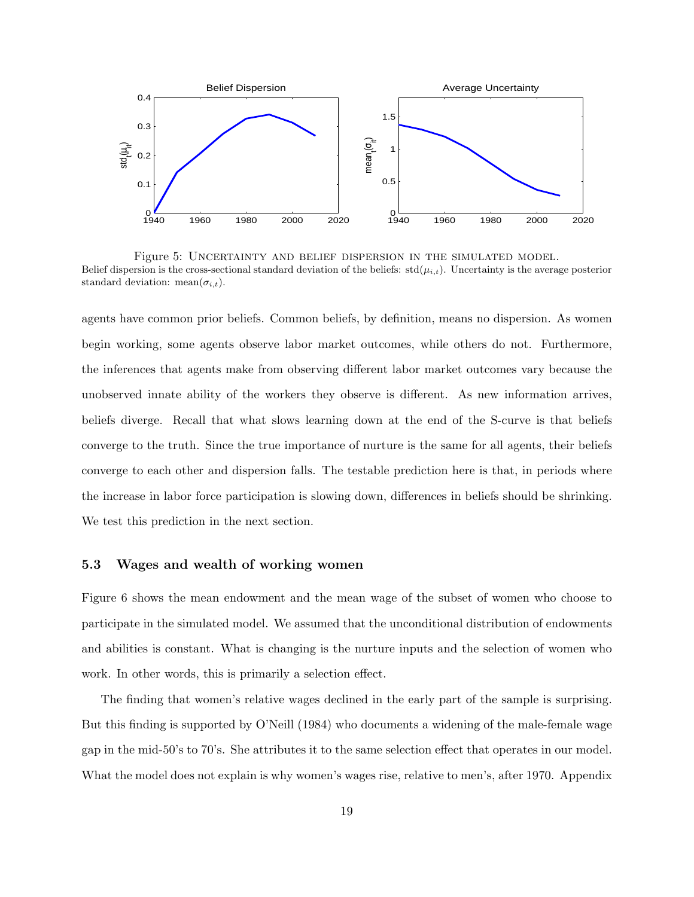Figure 5: Uncertainty and belief dispersion in the simulated model.
Belief dispersion is the cross-sectional standard deviation of the beliefs: $\text{std}(\mu_{i,t})$. Uncertainty is the average posterior standard deviation: $\text{mean}(\sigma_{i,t})$.

agents have common prior beliefs. Common beliefs, by definition, means no dispersion. As women begin working, some agents observe labor market outcomes, while others do not. Furthermore, the inferences that agents make from observing different labor market outcomes vary because the unobserved innate ability of the workers they observe is different. As new information arrives, beliefs diverge. Recall that what slows learning down at the end of the S-curve is that beliefs converge to the truth. Since the true importance of nurture is the same for all agents, their beliefs converge to each other and dispersion falls. The testable prediction here is that, in periods where the increase in labor force participation is slowing down, differences in beliefs should be shrinking. We test this prediction in the next section.

### 5.3 Wages and wealth of working women

Figure 6 shows the mean endowment and the mean wage of the subset of women who choose to participate in the simulated model. We assumed that the unconditional distribution of endowments and abilities is constant. What is changing is the nurture inputs and the selection of women who work. In other words, this is primarily a selection effect.

The finding that women's relative wages declined in the early part of the sample is surprising. But this finding is supported by O'Neill (1984) who documents a widening of the male-female wage gap in the mid-50's to 70's. She attributes it to the same selection effect that operates in our model. What the model does not explain is why women's wages rise, relative to men's, after 1970. Appendix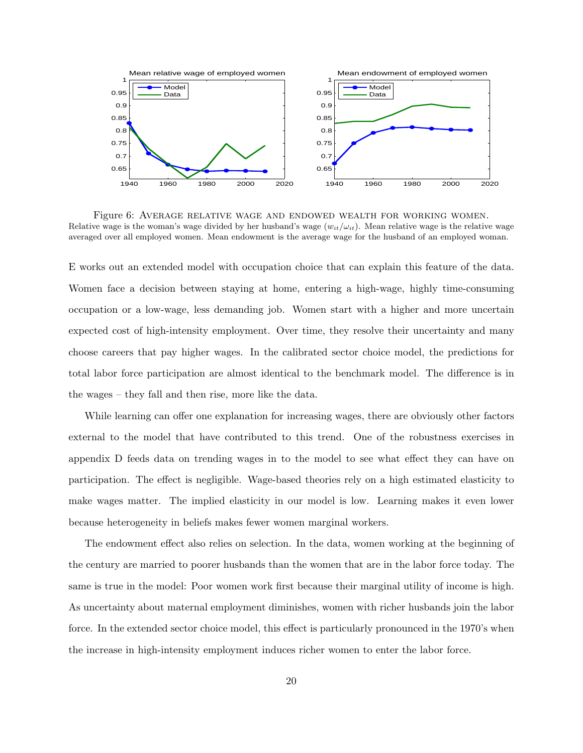Figure 6: Average relative wage and endowed wealth for working women. Relative wage is the woman's wage divided by her husband's wage ($w_{it}/\omega_{it}$). Mean relative wage is the relative wage averaged over all employed women. Mean endowment is the average wage for the husband of an employed woman.

E works out an extended model with occupation choice that can explain this feature of the data. Women face a decision between staying at home, entering a high-wage, highly time-consuming occupation or a low-wage, less demanding job. Women start with a higher and more uncertain expected cost of high-intensity employment. Over time, they resolve their uncertainty and many choose careers that pay higher wages. In the calibrated sector choice model, the predictions for total labor force participation are almost identical to the benchmark model. The difference is in the wages – they fall and then rise, more like the data.

While learning can offer one explanation for increasing wages, there are obviously other factors external to the model that have contributed to this trend. One of the robustness exercises in appendix D feeds data on trending wages in to the model to see what effect they can have on participation. The effect is negligible. Wage-based theories rely on a high estimated elasticity to make wages matter. The implied elasticity in our model is low. Learning makes it even lower because heterogeneity in beliefs makes fewer women marginal workers.

The endowment effect also relies on selection. In the data, women working at the beginning of the century are married to poorer husbands than the women that are in the labor force today. The same is true in the model: Poor women work first because their marginal utility of income is high. As uncertainty about maternal employment diminishes, women with richer husbands join the labor force. In the extended sector choice model, this effect is particularly pronounced in the 1970's when the increase in high-intensity employment induces richer women to enter the labor force.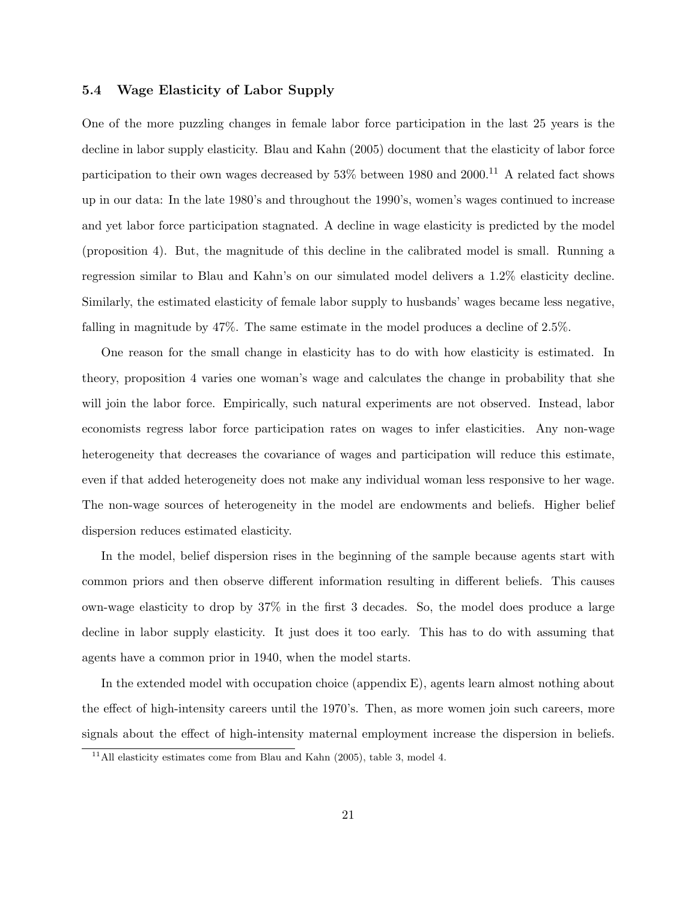### 5.4 Wage Elasticity of Labor Supply

One of the more puzzling changes in female labor force participation in the last 25 years is the decline in labor supply elasticity. Blau and Kahn (2005) document that the elasticity of labor force participation to their own wages decreased by 53% between 1980 and 2000.[11] A related fact shows up in our data: In the late 1980's and throughout the 1990's, women's wages continued to increase and yet labor force participation stagnated. A decline in wage elasticity is predicted by the model (proposition 4). But, the magnitude of this decline in the calibrated model is small. Running a regression similar to Blau and Kahn's on our simulated model delivers a 1.2% elasticity decline. Similarly, the estimated elasticity of female labor supply to husbands' wages became less negative, falling in magnitude by 47%. The same estimate in the model produces a decline of 2.5%.

One reason for the small change in elasticity has to do with how elasticity is estimated. In theory, proposition 4 varies one woman's wage and calculates the change in probability that she will join the labor force. Empirically, such natural experiments are not observed. Instead, labor economists regress labor force participation rates on wages to infer elasticities. Any non-wage heterogeneity that decreases the covariance of wages and participation will reduce this estimate, even if that added heterogeneity does not make any individual woman less responsive to her wage. The non-wage sources of heterogeneity in the model are endowments and beliefs. Higher belief dispersion reduces estimated elasticity.

In the model, belief dispersion rises in the beginning of the sample because agents start with common priors and then observe different information resulting in different beliefs. This causes own-wage elasticity to drop by 37% in the first 3 decades. So, the model does produce a large decline in labor supply elasticity. It just does it too early. This has to do with assuming that agents have a common prior in 1940, when the model starts.

In the extended model with occupation choice (appendix E), agents learn almost nothing about the effect of high-intensity careers until the 1970's. Then, as more women join such careers, more signals about the effect of high-intensity maternal employment increase the dispersion in beliefs.

[11] All elasticity estimates come from Blau and Kahn (2005), table 3, model 4.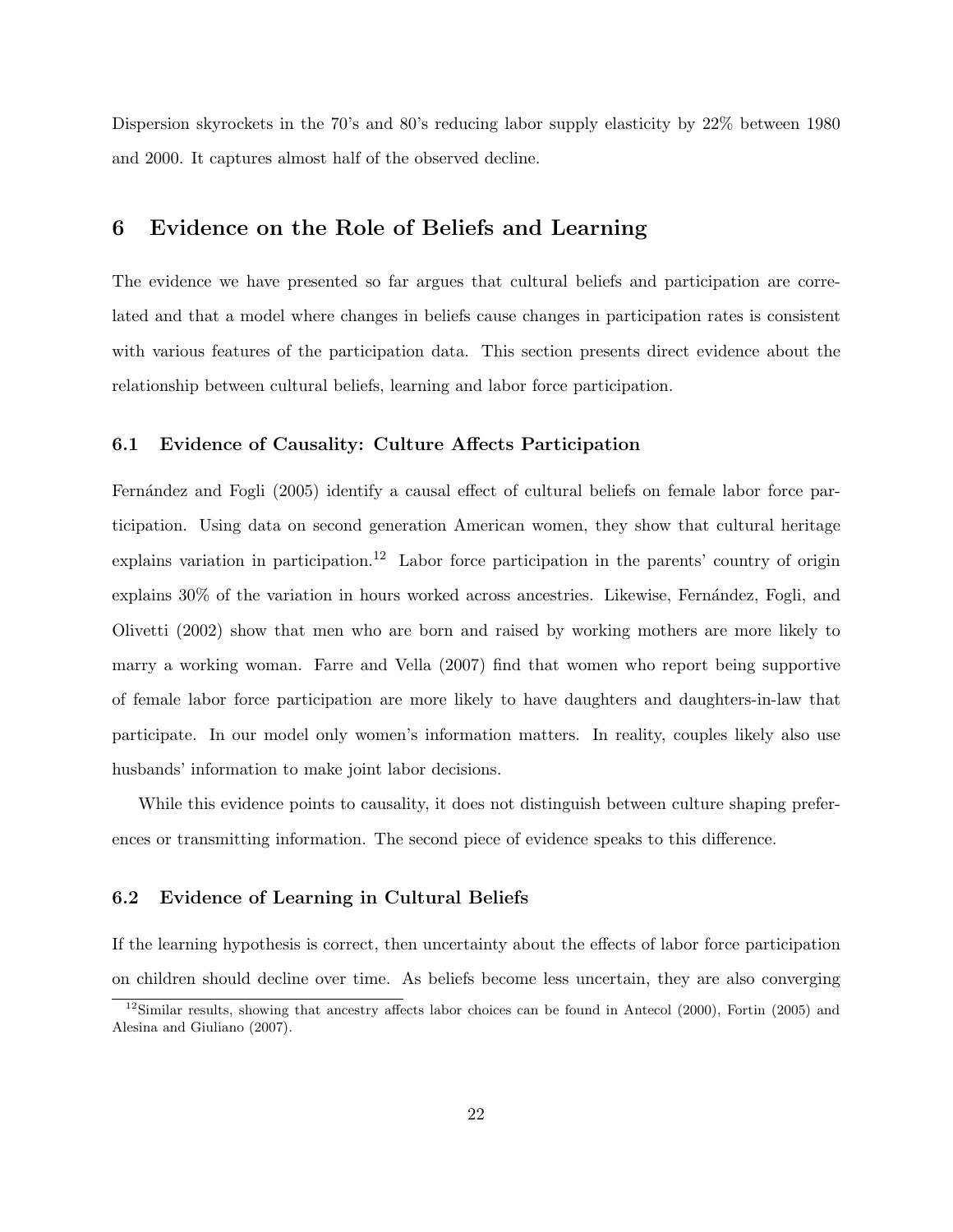Dispersion skyrockets in the 70's and 80's reducing labor supply elasticity by 22% between 1980 and 2000. It captures almost half of the observed decline.

## 6 Evidence on the Role of Beliefs and Learning

The evidence we have presented so far argues that cultural beliefs and participation are correlated and that a model where changes in beliefs cause changes in participation rates is consistent with various features of the participation data. This section presents direct evidence about the relationship between cultural beliefs, learning and labor force participation.

### 6.1 Evidence of Causality: Culture Affects Participation

Fernández and Fogli (2005) identify a causal effect of cultural beliefs on female labor force participation. Using data on second generation American women, they show that cultural heritage explains variation in participation.[12] Labor force participation in the parents' country of origin explains 30% of the variation in hours worked across ancestries. Likewise, Fernández, Fogli, and Olivetti (2002) show that men who are born and raised by working mothers are more likely to marry a working woman. Farre and Vella (2007) find that women who report being supportive of female labor force participation are more likely to have daughters and daughters-in-law that participate. In our model only women's information matters. In reality, couples likely also use husbands' information to make joint labor decisions.

While this evidence points to causality, it does not distinguish between culture shaping preferences or transmitting information. The second piece of evidence speaks to this difference.

### 6.2 Evidence of Learning in Cultural Beliefs

If the learning hypothesis is correct, then uncertainty about the effects of labor force participation on children should decline over time. As beliefs become less uncertain, they are also converging

[12] Similar results, showing that ancestry affects labor choices can be found in Antecol (2000), Fortin (2005) and Alesina and Giuliano (2007).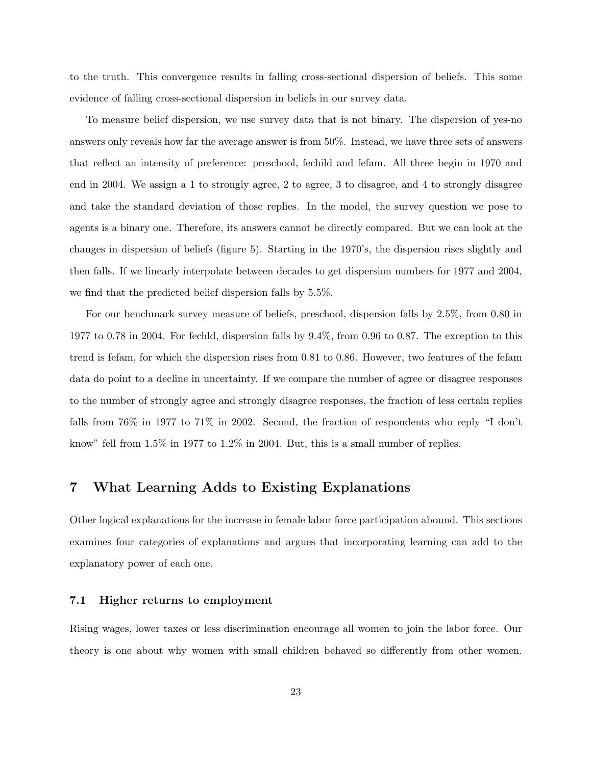to the truth. This convergence results in falling cross-sectional dispersion of beliefs. This some evidence of falling cross-sectional dispersion in beliefs in our survey data.

To measure belief dispersion, we use survey data that is not binary. The dispersion of yes-no answers only reveals how far the average answer is from 50%. Instead, we have three sets of answers that reflect an intensity of preference: preschool, fechild and fefam. All three begin in 1970 and end in 2004. We assign a 1 to strongly agree, 2 to agree, 3 to disagree, and 4 to strongly disagree and take the standard deviation of those replies. In the model, the survey question we pose to agents is a binary one. Therefore, its answers cannot be directly compared. But we can look at the changes in dispersion of beliefs (figure 5). Starting in the 1970's, the dispersion rises slightly and then falls. If we linearly interpolate between decades to get dispersion numbers for 1977 and 2004, we find that the predicted belief dispersion falls by 5.5%.

For our benchmark survey measure of beliefs, preschool, dispersion falls by 2.5%, from 0.80 in 1977 to 0.78 in 2004. For fechld, dispersion falls by 9.4%, from 0.96 to 0.87. The exception to this trend is fefam, for which the dispersion rises from 0.81 to 0.86. However, two features of the fefam data do point to a decline in uncertainty. If we compare the number of agree or disagree responses to the number of strongly agree and strongly disagree responses, the fraction of less certain replies falls from 76% in 1977 to 71% in 2002. Second, the fraction of respondents who reply "I don't know" fell from 1.5% in 1977 to 1.2% in 2004. But, this is a small number of replies.

## 7 What Learning Adds to Existing Explanations

Other logical explanations for the increase in female labor force participation abound. This sections examines four categories of explanations and argues that incorporating learning can add to the explanatory power of each one.

### 7.1 Higher returns to employment

Rising wages, lower taxes or less discrimination encourage all women to join the labor force. Our theory is one about why women with small children behaved so differently from other women.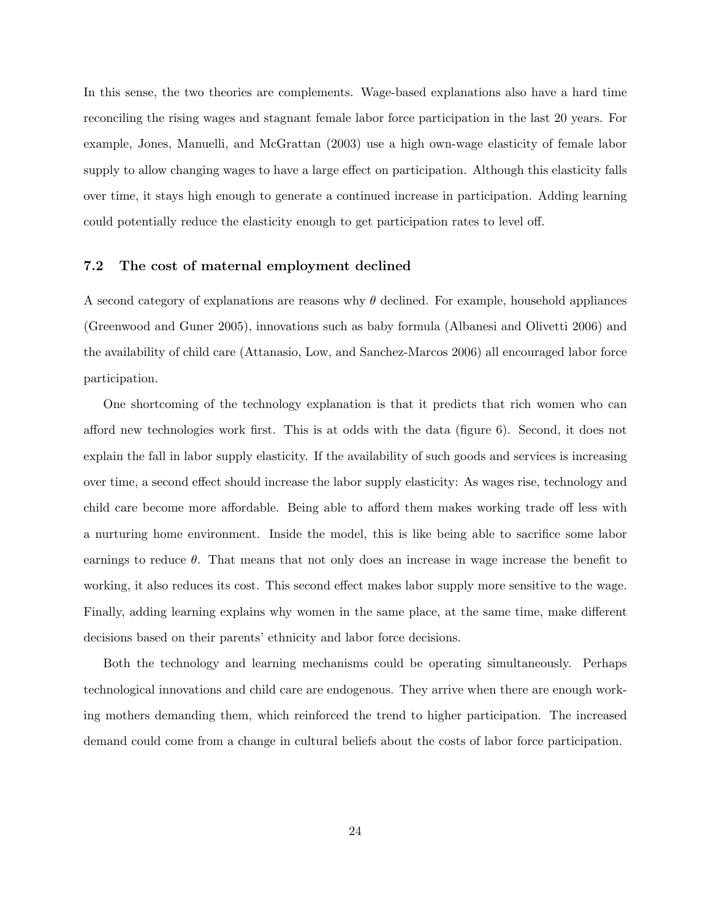In this sense, the two theories are complements. Wage-based explanations also have a hard time reconciling the rising wages and stagnant female labor force participation in the last 20 years. For example, Jones, Manuelli, and McGrattan (2003) use a high own-wage elasticity of female labor supply to allow changing wages to have a large effect on participation. Although this elasticity falls over time, it stays high enough to generate a continued increase in participation. Adding learning could potentially reduce the elasticity enough to get participation rates to level off.

### 7.2 The cost of maternal employment declined

A second category of explanations are reasons why $\theta$ declined. For example, household appliances (Greenwood and Guner 2005), innovations such as baby formula (Albanesi and Olivetti 2006) and the availability of child care (Attanasio, Low, and Sanchez-Marcos 2006) all encouraged labor force participation.

One shortcoming of the technology explanation is that it predicts that rich women who can afford new technologies work first. This is at odds with the data (figure 6). Second, it does not explain the fall in labor supply elasticity. If the availability of such goods and services is increasing over time, a second effect should increase the labor supply elasticity: As wages rise, technology and child care become more affordable. Being able to afford them makes working trade off less with a nurturing home environment. Inside the model, this is like being able to sacrifice some labor earnings to reduce $\theta$. That means that not only does an increase in wage increase the benefit to working, it also reduces its cost. This second effect makes labor supply more sensitive to the wage. Finally, adding learning explains why women in the same place, at the same time, make different decisions based on their parents' ethnicity and labor force decisions.

Both the technology and learning mechanisms could be operating simultaneously. Perhaps technological innovations and child care are endogenous. They arrive when there are enough working mothers demanding them, which reinforced the trend to higher participation. The increased demand could come from a change in cultural beliefs about the costs of labor force participation.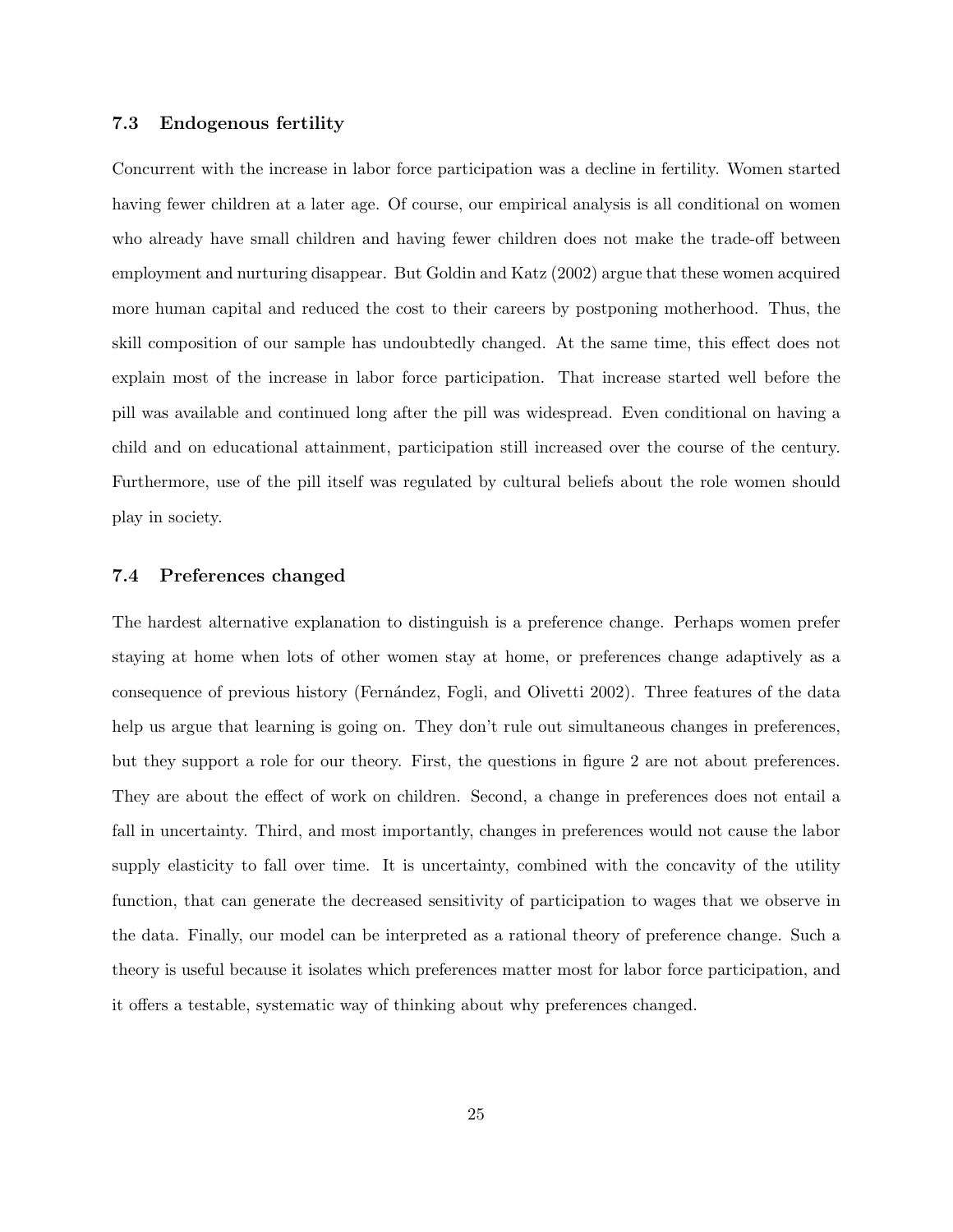### 7.3 Endogenous fertility

Concurrent with the increase in labor force participation was a decline in fertility. Women started having fewer children at a later age. Of course, our empirical analysis is all conditional on women who already have small children and having fewer children does not make the trade-off between employment and nurturing disappear. But Goldin and Katz (2002) argue that these women acquired more human capital and reduced the cost to their careers by postponing motherhood. Thus, the skill composition of our sample has undoubtedly changed. At the same time, this effect does not explain most of the increase in labor force participation. That increase started well before the pill was available and continued long after the pill was widespread. Even conditional on having a child and on educational attainment, participation still increased over the course of the century. Furthermore, use of the pill itself was regulated by cultural beliefs about the role women should play in society.

### 7.4 Preferences changed

The hardest alternative explanation to distinguish is a preference change. Perhaps women prefer staying at home when lots of other women stay at home, or preferences change adaptively as a consequence of previous history (Fernández, Fogli, and Olivetti 2002). Three features of the data help us argue that learning is going on. They don't rule out simultaneous changes in preferences, but they support a role for our theory. First, the questions in figure 2 are not about preferences. They are about the effect of work on children. Second, a change in preferences does not entail a fall in uncertainty. Third, and most importantly, changes in preferences would not cause the labor supply elasticity to fall over time. It is uncertainty, combined with the concavity of the utility function, that can generate the decreased sensitivity of participation to wages that we observe in the data. Finally, our model can be interpreted as a rational theory of preference change. Such a theory is useful because it isolates which preferences matter most for labor force participation, and it offers a testable, systematic way of thinking about why preferences changed.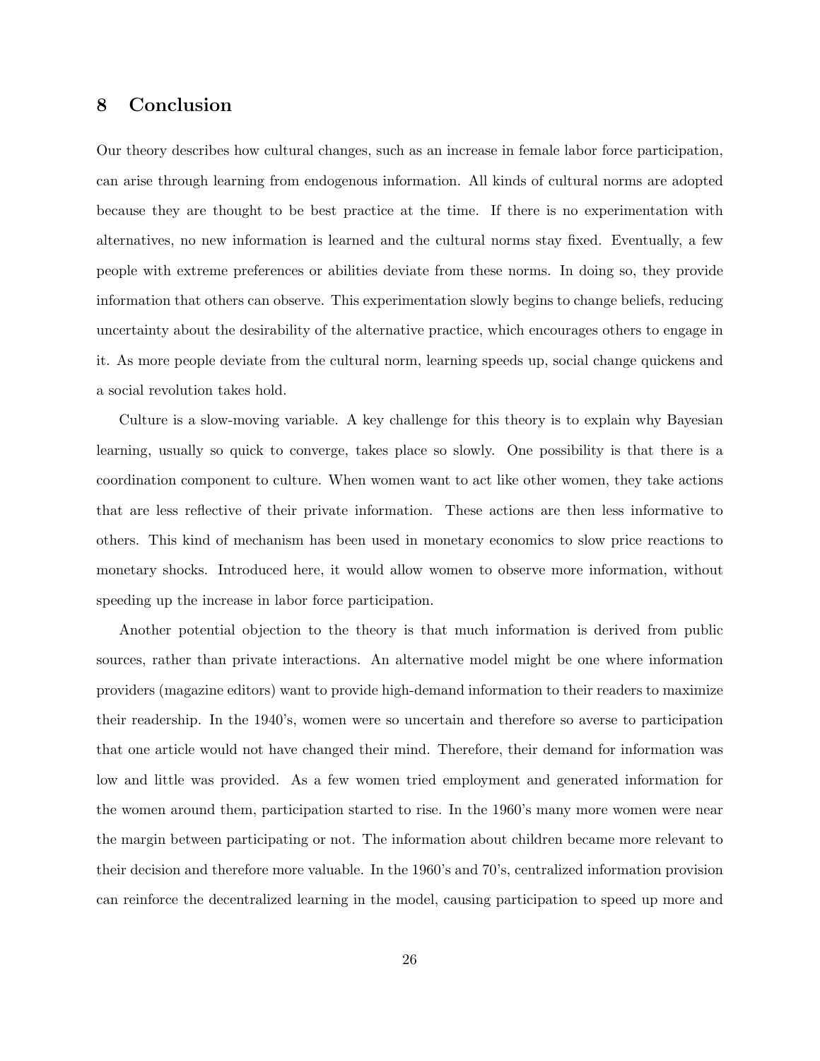## 8 Conclusion

Our theory describes how cultural changes, such as an increase in female labor force participation, can arise through learning from endogenous information. All kinds of cultural norms are adopted because they are thought to be best practice at the time. If there is no experimentation with alternatives, no new information is learned and the cultural norms stay fixed. Eventually, a few people with extreme preferences or abilities deviate from these norms. In doing so, they provide information that others can observe. This experimentation slowly begins to change beliefs, reducing uncertainty about the desirability of the alternative practice, which encourages others to engage in it. As more people deviate from the cultural norm, learning speeds up, social change quickens and a social revolution takes hold.

Culture is a slow-moving variable. A key challenge for this theory is to explain why Bayesian learning, usually so quick to converge, takes place so slowly. One possibility is that there is a coordination component to culture. When women want to act like other women, they take actions that are less reflective of their private information. These actions are then less informative to others. This kind of mechanism has been used in monetary economics to slow price reactions to monetary shocks. Introduced here, it would allow women to observe more information, without speeding up the increase in labor force participation.

Another potential objection to the theory is that much information is derived from public sources, rather than private interactions. An alternative model might be one where information providers (magazine editors) want to provide high-demand information to their readers to maximize their readership. In the 1940's, women were so uncertain and therefore so averse to participation that one article would not have changed their mind. Therefore, their demand for information was low and little was provided. As a few women tried employment and generated information for the women around them, participation started to rise. In the 1960's many more women were near the margin between participating or not. The information about children became more relevant to their decision and therefore more valuable. In the 1960's and 70's, centralized information provision can reinforce the decentralized learning in the model, causing participation to speed up more and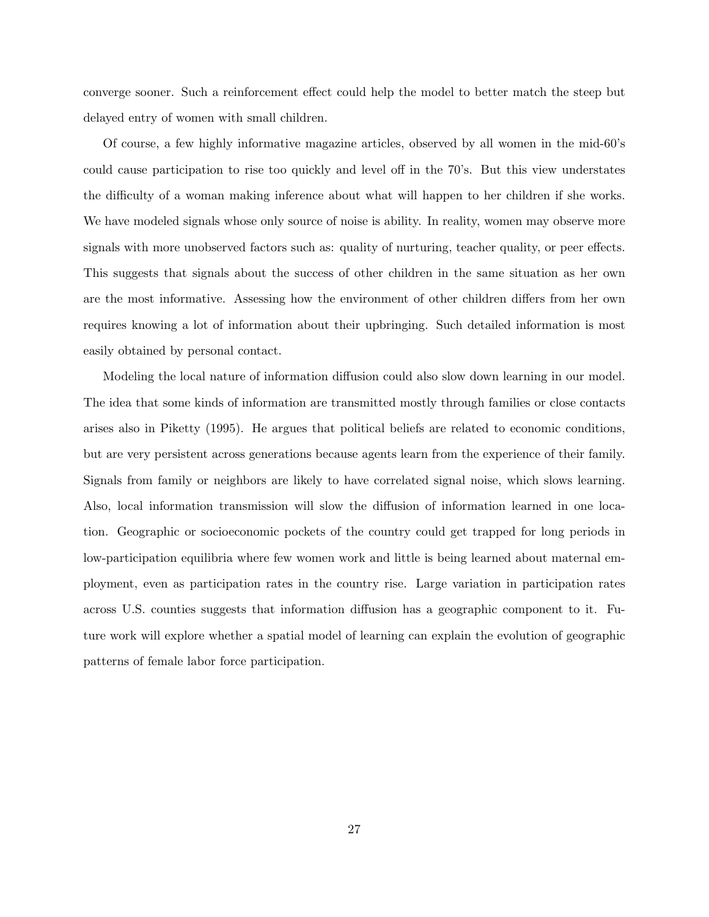converge sooner. Such a reinforcement effect could help the model to better match the steep but delayed entry of women with small children.

Of course, a few highly informative magazine articles, observed by all women in the mid-60's could cause participation to rise too quickly and level off in the 70's. But this view understates the difficulty of a woman making inference about what will happen to her children if she works. We have modeled signals whose only source of noise is ability. In reality, women may observe more signals with more unobserved factors such as: quality of nurturing, teacher quality, or peer effects. This suggests that signals about the success of other children in the same situation as her own are the most informative. Assessing how the environment of other children differs from her own requires knowing a lot of information about their upbringing. Such detailed information is most easily obtained by personal contact.

Modeling the local nature of information diffusion could also slow down learning in our model. The idea that some kinds of information are transmitted mostly through families or close contacts arises also in Piketty (1995). He argues that political beliefs are related to economic conditions, but are very persistent across generations because agents learn from the experience of their family. Signals from family or neighbors are likely to have correlated signal noise, which slows learning. Also, local information transmission will slow the diffusion of information learned in one location. Geographic or socioeconomic pockets of the country could get trapped for long periods in low-participation equilibria where few women work and little is being learned about maternal employment, even as participation rates in the country rise. Large variation in participation rates across U.S. counties suggests that information diffusion has a geographic component to it. Future work will explore whether a spatial model of learning can explain the evolution of geographic patterns of female labor force participation.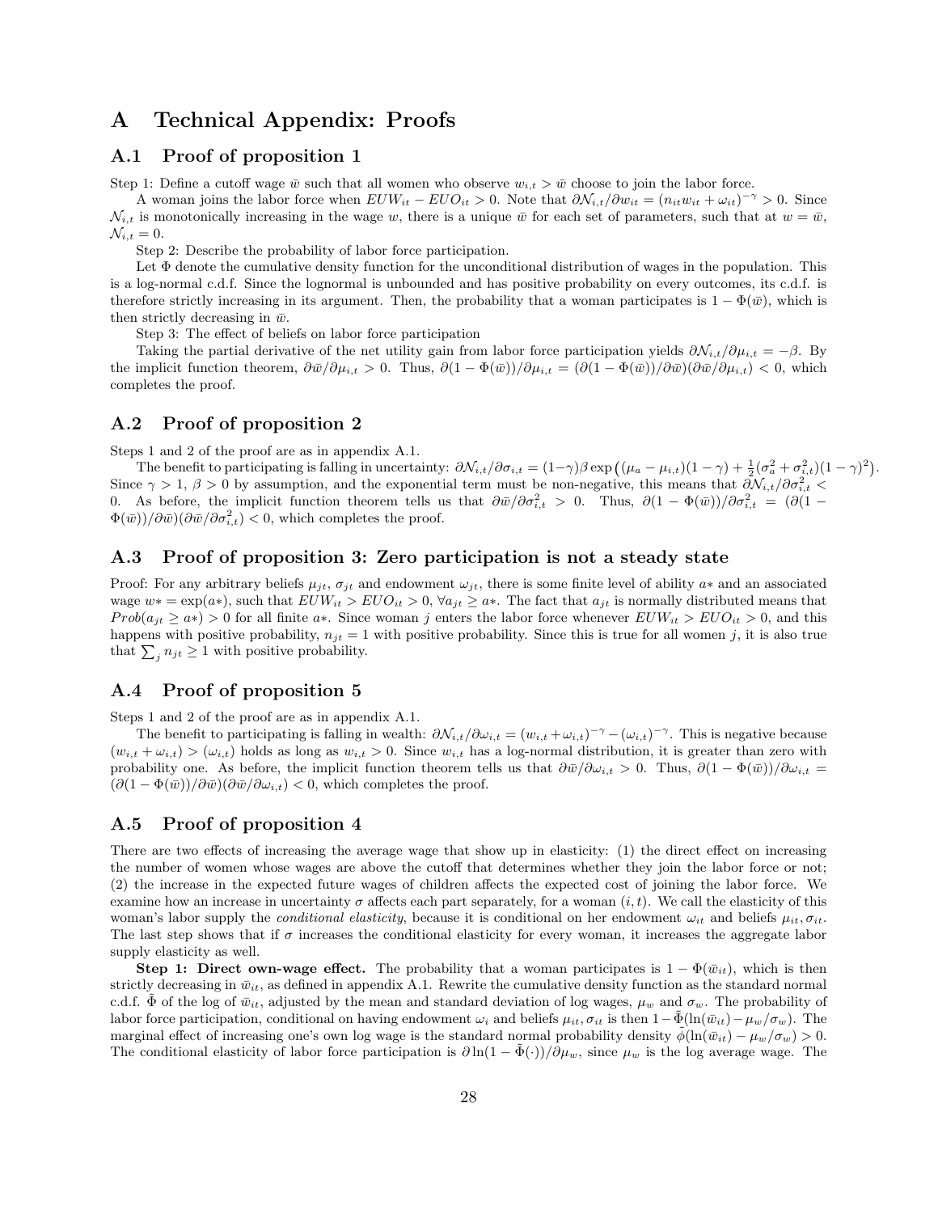# A Technical Appendix: Proofs

## A.1 Proof of proposition 1

Step 1: Define a cutoff wage $\bar{w}$ such that all women who observe $w_{i,t} > \bar{w}$ choose to join the labor force.

A woman joins the labor force when $EUW_{it} - EUO_{it} > 0$. Note that $\partial \mathcal{N}_{i,t}/\partial w_{it} = (n_{it}w_{it} + \omega_{it})^{-\gamma} > 0$. Since $\mathcal{N}_{i,t}$ is monotonically increasing in the wage $w$, there is a unique $\bar{w}$ for each set of parameters, such that at $w = \bar{w}$, $\mathcal{N}_{i,t} = 0$.

Step 2: Describe the probability of labor force participation.

Let $\Phi$ denote the cumulative density function for the unconditional distribution of wages in the population. This is a log-normal c.d.f. Since the lognormal is unbounded and has positive probability on every outcomes, its c.d.f. is therefore strictly increasing in its argument. Then, the probability that a woman participates is $1 - \Phi(\bar{w})$, which is then strictly decreasing in $\bar{w}$.

Step 3: The effect of beliefs on labor force participation

Taking the partial derivative of the net utility gain from labor force participation yields $\partial \mathcal{N}_{i,t}/\partial \mu_{i,t} = -\beta$. By the implicit function theorem, $\partial \bar{w}/\partial \mu_{i,t} > 0$. Thus, $\partial(1 - \Phi(\bar{w}))/\partial \mu_{i,t} = (\partial(1 - \Phi(\bar{w}))/\partial \bar{w})(\partial \bar{w}/\partial \mu_{i,t}) < 0$, which completes the proof.

## A.2 Proof of proposition 2

Steps 1 and 2 of the proof are as in appendix A.1.

The benefit to participating is falling in uncertainty: $\partial \mathcal{N}_{i,t}/\partial \sigma_{i,t} = (1-\gamma)\beta \exp\left((\mu_a - \mu_{i,t})(1-\gamma) + \frac{1}{2}(\sigma_a^2 + \sigma_{i,t}^2)(1-\gamma)^2\right)$. Since $\gamma > 1$, $\beta > 0$ by assumption, and the exponential term must be non-negative, this means that $\partial \mathcal{N}_{i,t}/\partial \sigma_{i,t}^2 < 0$. As before, the implicit function theorem tells us that $\partial \bar{w}/\partial \sigma_{i,t}^2 > 0$. Thus, $\partial(1 - \Phi(\bar{w}))/\partial \sigma_{i,t}^2 = (\partial(1 - \Phi(\bar{w}))/\partial \bar{w})(\partial \bar{w}/\partial \sigma_{i,t}^2) < 0$, which completes the proof.

## A.3 Proof of proposition 3: Zero participation is not a steady state

Proof: For any arbitrary beliefs $\mu_{jt}$, $\sigma_{jt}$ and endowment $\omega_{jt}$, there is some finite level of ability $a*$ and an associated wage $w* = \exp(a*)$, such that $EUW_{it} > EUO_{it} > 0, \forall a_{jt} \geq a*$. The fact that $a_{jt}$ is normally distributed means that $Prob(a_{jt} \geq a*) > 0$ for all finite $a*$. Since woman $j$ enters the labor force whenever $EUW_{it} > EUO_{it} > 0$, and this happens with positive probability, $n_{jt} = 1$ with positive probability. Since this is true for all women $j$, it is also true that $\sum_j n_{jt} \geq 1$ with positive probability.

## A.4 Proof of proposition 5

Steps 1 and 2 of the proof are as in appendix A.1.

The benefit to participating is falling in wealth: $\partial \mathcal{N}_{i,t}/\partial \omega_{i,t} = (w_{i,t} + \omega_{i,t})^{-\gamma} - (\omega_{i,t})^{-\gamma}$. This is negative because $(w_{i,t} + \omega_{i,t}) > (\omega_{i,t})$ holds as long as $w_{i,t} > 0$. Since $w_{i,t}$ has a log-normal distribution, it is greater than zero with probability one. As before, the implicit function theorem tells us that $\partial \bar{w}/\partial \omega_{i,t} > 0$. Thus, $\partial(1 - \Phi(\bar{w}))/\partial \omega_{i,t} = (\partial(1 - \Phi(\bar{w}))/\partial \bar{w})(\partial \bar{w}/\partial \omega_{i,t}) < 0$, which completes the proof.

## A.5 Proof of proposition 4

There are two effects of increasing the average wage that show up in elasticity: (1) the direct effect on increasing the number of women whose wages are above the cutoff that determines whether they join the labor force or not; (2) the increase in the expected future wages of children affects the expected cost of joining the labor force. We examine how an increase in uncertainty $\sigma$ affects each part separately, for a woman $(i,t)$. We call the elasticity of this woman's labor supply the *conditional elasticity*, because it is conditional on her endowment $\omega_{it}$ and beliefs $\mu_{it}, \sigma_{it}$. The last step shows that if $\sigma$ increases the conditional elasticity for every woman, it increases the aggregate labor supply elasticity as well.

**Step 1: Direct own-wage effect.** The probability that a woman participates is $1 - \Phi(\bar{w}_{it})$, which is then strictly decreasing in $\bar{w}_{it}$, as defined in appendix A.1. Rewrite the cumulative density function as the standard normal c.d.f. $\tilde{\Phi}$ of the log of $\bar{w}_{it}$, adjusted by the mean and standard deviation of log wages, $\mu_w$ and $\sigma_w$. The probability of labor force participation, conditional on having endowment $\omega_i$ and beliefs $\mu_{it}, \sigma_{it}$ is then $1 - \tilde{\Phi}(\ln(\bar{w}_{it}) - \mu_w/\sigma_w)$. The marginal effect of increasing one's own log wage is the standard normal probability density $\tilde{\phi}(\ln(\bar{w}_{it}) - \mu_w/\sigma_w) > 0$. The conditional elasticity of labor force participation is $\partial \ln(1 - \tilde{\Phi}(\cdot))/\partial \mu_w$, since $\mu_w$ is the log average wage. The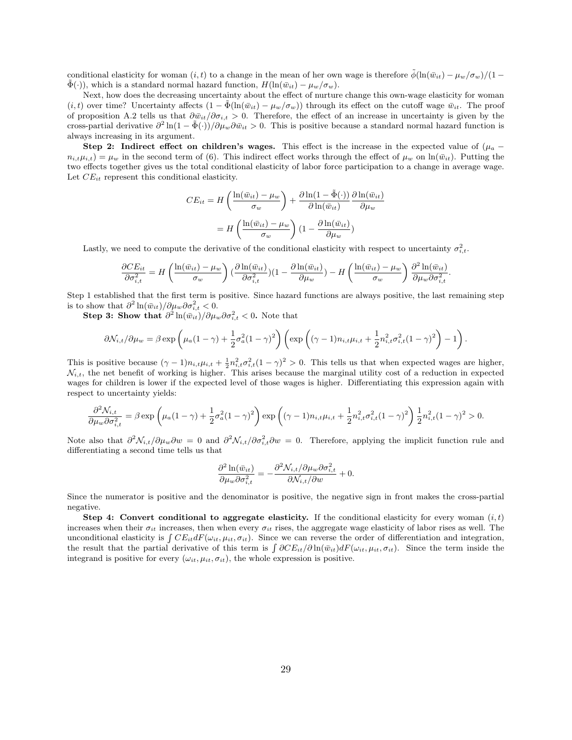conditional elasticity for woman $(i,t)$ to a change in the mean of her own wage is therefore $\tilde{\phi}(\ln(\bar{w}_{it}) - \mu_w/\sigma_w)/(1 - \tilde{\Phi}(\cdot))$, which is a standard normal hazard function, $H(\ln(\bar{w}_{it}) - \mu_w/\sigma_w)$.

Next, how does the decreasing uncertainty about the effect of nurture change this own-wage elasticity for woman $(i,t)$ over time? Uncertainty affects $(1 - \tilde{\Phi}(\ln(\bar{w}_{it}) - \mu_w/\sigma_w))$ through its effect on the cutoff wage $\bar{w}_{it}$. The proof of proposition A.2 tells us that $\partial \bar{w}_{it}/\partial \sigma_{i,t} > 0$. Therefore, the effect of an increase in uncertainty is given by the cross-partial derivative $\partial^2 \ln(1 - \tilde{\Phi}(\cdot))/\partial \mu_w \partial \bar{w}_{it} > 0$. This is positive because a standard normal hazard function is always increasing in its argument.

**Step 2: Indirect effect on children's wages.** This effect is the increase in the expected value of $(\mu_a - n_{i,t}\mu_{i,t}) = \mu_w$ in the second term of (6). This indirect effect works through the effect of $\mu_w$ on $\ln(\bar{w}_{it})$. Putting the two effects together gives us the total conditional elasticity of labor force participation to a change in average wage. Let $CE_{it}$ represent this conditional elasticity.

$$CE_{it} = H\left(\frac{\ln(\bar{w}_{it}) - \mu_w}{\sigma_w}\right) + \frac{\partial \ln(1 - \tilde{\Phi}(\cdot))}{\partial \ln(\bar{w}_{it})} \frac{\partial \ln(\bar{w}_{it})}{\partial \mu_w}$$

$$= H\left(\frac{\ln(\bar{w}_{it}) - \mu_w}{\sigma_w}\right)(1 - \frac{\partial \ln(\bar{w}_{it})}{\partial \mu_w})$$

Lastly, we need to compute the derivative of the conditional elasticity with respect to uncertainty $\sigma^2_{i,t}$.

$$\frac{\partial CE_{it}}{\partial \sigma^2_{i,t}} = H\left(\frac{\ln(\bar{w}_{it}) - \mu_w}{\sigma_w}\right)(\frac{\partial \ln(\bar{w}_{it})}{\partial \sigma^2_{i,t}})(1 - \frac{\partial \ln(\bar{w}_{it})}{\partial \mu_w}) - H\left(\frac{\ln(\bar{w}_{it}) - \mu_w}{\sigma_w}\right)\frac{\partial^2 \ln(\bar{w}_{it})}{\partial \mu_w \partial \sigma^2_{i,t}}.$$

Step 1 established that the first term is positive. Since hazard functions are always positive, the last remaining step is to show that $\partial^2 \ln(\bar{w}_{it})/\partial \mu_w \partial \sigma^2_{i,t} < 0$.

**Step 3: Show that $\partial^2 \ln(\bar{w}_{it})/\partial \mu_w \partial \sigma^2_{i,t} < 0$.** Note that

$$\partial \mathcal{N}_{i,t}/\partial \mu_w = \beta \exp\left(\mu_a(1-\gamma) + \frac{1}{2}\sigma_a^2(1-\gamma)^2\right)\left(\exp\left((\gamma - 1)n_{i,t}\mu_{i,t} + \frac{1}{2}n^2_{i,t}\sigma^2_{i,t}(1-\gamma)^2\right) - 1\right).$$

This is positive because $(\gamma - 1)n_{i,t}\mu_{i,t} + \frac{1}{2}n^2_{i,t}\sigma^2_{i,t}(1-\gamma)^2 > 0$. This tells us that when expected wages are higher, $\mathcal{N}_{i,t}$, the net benefit of working is higher. This arises because the marginal utility cost of a reduction in expected wages for children is lower if the expected level of those wages is higher. Differentiating this expression again with respect to uncertainty yields:

$$\frac{\partial^2 \mathcal{N}_{i,t}}{\partial \mu_w \partial \sigma^2_{i,t}} = \beta \exp\left(\mu_a(1-\gamma) + \frac{1}{2}\sigma_a^2(1-\gamma)^2\right)\exp\left((\gamma - 1)n_{i,t}\mu_{i,t} + \frac{1}{2}n^2_{i,t}\sigma^2_{i,t}(1-\gamma)^2\right)\frac{1}{2}n^2_{i,t}(1-\gamma)^2 > 0.$$

Note also that $\partial^2 \mathcal{N}_{i,t}/\partial \mu_w \partial w = 0$ and $\partial^2 \mathcal{N}_{i,t}/\partial \sigma^2_{i,t} \partial w = 0$. Therefore, applying the implicit function rule and differentiating a second time tells us that

$$\frac{\partial^2 \ln(\bar{w}_{it})}{\partial \mu_w \partial \sigma^2_{i,t}} = -\frac{\partial^2 \mathcal{N}_{i,t}/\partial \mu_w \partial \sigma^2_{i,t}}{\partial \mathcal{N}_{i,t}/\partial w} + 0.$$

Since the numerator is positive and the denominator is positive, the negative sign in front makes the cross-partial negative.

**Step 4: Convert conditional to aggregate elasticity.** If the conditional elasticity for every woman $(i,t)$ increases when their $\sigma_{it}$ increases, then when every $\sigma_{it}$ rises, the aggregate wage elasticity of labor rises as well. The unconditional elasticity is $\int CE_{it} dF(\omega_{it}, \mu_{it}, \sigma_{it})$. Since we can reverse the order of differentiation and integration, the result that the partial derivative of this term is $\int \partial CE_{it}/\partial \ln(\bar{w}_{it}) dF(\omega_{it}, \mu_{it}, \sigma_{it})$. Since the term inside the integrand is positive for every $(\omega_{it}, \mu_{it}, \sigma_{it})$, the whole expression is positive.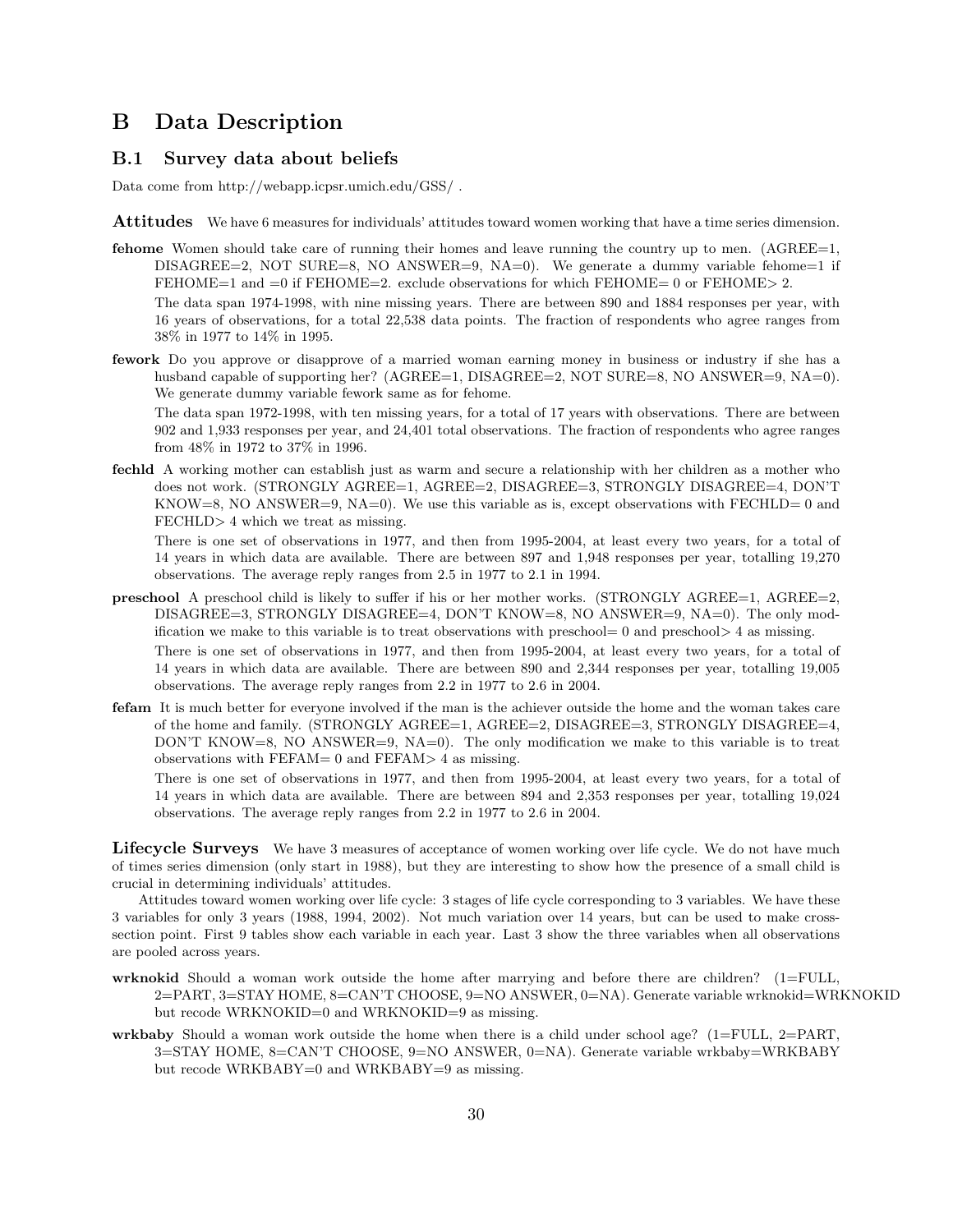# B Data Description

## B.1 Survey data about beliefs

Data come from http://webapp.icpsr.umich.edu/GSS/ .

**Attitudes** We have 6 measures for individuals' attitudes toward women working that have a time series dimension.

**fehome** Women should take care of running their homes and leave running the country up to men. (AGREE=1, DISAGREE=2, NOT SURE=8, NO ANSWER=9, NA=0). We generate a dummy variable fehome=1 if FEHOME=1 and =0 if FEHOME=2. exclude observations for which FEHOME= 0 or FEHOME> 2.

The data span 1974-1998, with nine missing years. There are between 890 and 1884 responses per year, with 16 years of observations, for a total 22,538 data points. The fraction of respondents who agree ranges from 38% in 1977 to 14% in 1995.

**fework** Do you approve or disapprove of a married woman earning money in business or industry if she has a husband capable of supporting her? (AGREE=1, DISAGREE=2, NOT SURE=8, NO ANSWER=9, NA=0). We generate dummy variable fework same as for fehome.

The data span 1972-1998, with ten missing years, for a total of 17 years with observations. There are between 902 and 1,933 responses per year, and 24,401 total observations. The fraction of respondents who agree ranges from 48% in 1972 to 37% in 1996.

**fechld** A working mother can establish just as warm and secure a relationship with her children as a mother who does not work. (STRONGLY AGREE=1, AGREE=2, DISAGREE=3, STRONGLY DISAGREE=4, DON'T KNOW=8, NO ANSWER=9, NA=0). We use this variable as is, except observations with FECHLD= 0 and FECHLD> 4 which we treat as missing.

There is one set of observations in 1977, and then from 1995-2004, at least every two years, for a total of 14 years in which data are available. There are between 897 and 1,948 responses per year, totalling 19,270 observations. The average reply ranges from 2.5 in 1977 to 2.1 in 1994.

**preschool** A preschool child is likely to suffer if his or her mother works. (STRONGLY AGREE=1, AGREE=2, DISAGREE=3, STRONGLY DISAGREE=4, DON'T KNOW=8, NO ANSWER=9, NA=0). The only modification we make to this variable is to treat observations with preschool= 0 and preschool> 4 as missing.

There is one set of observations in 1977, and then from 1995-2004, at least every two years, for a total of 14 years in which data are available. There are between 890 and 2,344 responses per year, totalling 19,005 observations. The average reply ranges from 2.2 in 1977 to 2.6 in 2004.

**fefam** It is much better for everyone involved if the man is the achiever outside the home and the woman takes care of the home and family. (STRONGLY AGREE=1, AGREE=2, DISAGREE=3, STRONGLY DISAGREE=4, DON'T KNOW=8, NO ANSWER=9, NA=0). The only modification we make to this variable is to treat observations with FEFAM= 0 and FEFAM> 4 as missing.

There is one set of observations in 1977, and then from 1995-2004, at least every two years, for a total of 14 years in which data are available. There are between 894 and 2,353 responses per year, totalling 19,024 observations. The average reply ranges from 2.2 in 1977 to 2.6 in 2004.

**Lifecycle Surveys** We have 3 measures of acceptance of women working over life cycle. We do not have much of times series dimension (only start in 1988), but they are interesting to show how the presence of a small child is crucial in determining individuals' attitudes.

Attitudes toward women working over life cycle: 3 stages of life cycle corresponding to 3 variables. We have these 3 variables for only 3 years (1988, 1994, 2002). Not much variation over 14 years, but can be used to make cross-section point. First 9 tables show each variable in each year. Last 3 show the three variables when all observations are pooled across years.

**wrknokid** Should a woman work outside the home after marrying and before there are children? (1=FULL, 2=PART, 3=STAY HOME, 8=CAN'T CHOOSE, 9=NO ANSWER, 0=NA). Generate variable wrknokid=WRKNOKID but recode WRKNOKID=0 and WRKNOKID=9 as missing.

**wrkbaby** Should a woman work outside the home when there is a child under school age? (1=FULL, 2=PART, 3=STAY HOME, 8=CAN'T CHOOSE, 9=NO ANSWER, 0=NA). Generate variable wrkbaby=WRKBABY but recode WRKBABY=0 and WRKBABY=9 as missing.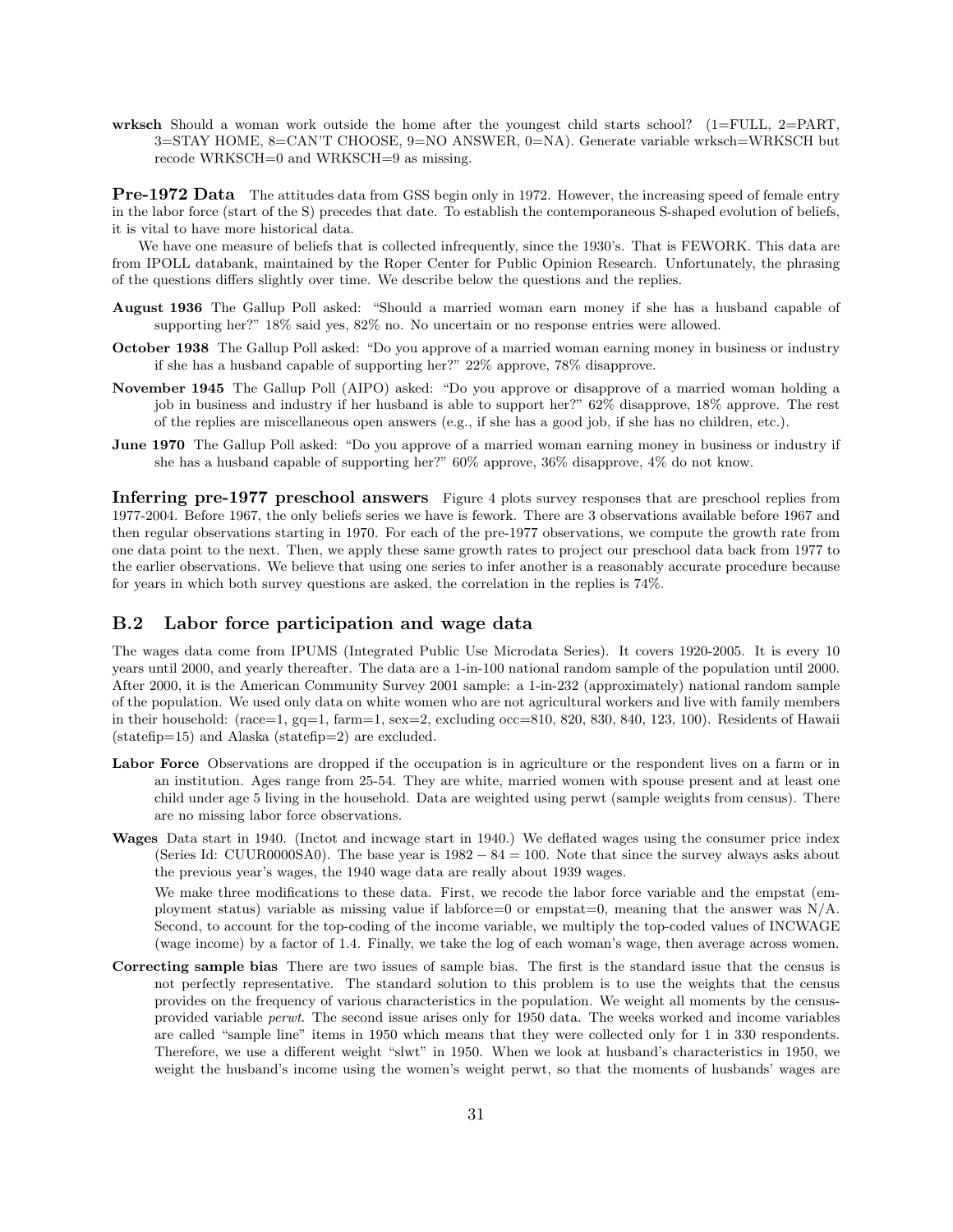**wrksch** Should a woman work outside the home after the youngest child starts school? (1=FULL, 2=PART, 3=STAY HOME, 8=CAN'T CHOOSE, 9=NO ANSWER, 0=NA). Generate variable wrksch=WRKSCH but recode WRKSCH=0 and WRKSCH=9 as missing.

**Pre-1972 Data** The attitudes data from GSS begin only in 1972. However, the increasing speed of female entry in the labor force (start of the S) precedes that date. To establish the contemporaneous S-shaped evolution of beliefs, it is vital to have more historical data.

We have one measure of beliefs that is collected infrequently, since the 1930's. That is FEWORK. This data are from IPOLL databank, maintained by the Roper Center for Public Opinion Research. Unfortunately, the phrasing of the questions differs slightly over time. We describe below the questions and the replies.

**August 1936** The Gallup Poll asked: "Should a married woman earn money if she has a husband capable of supporting her?" 18% said yes, 82% no. No uncertain or no response entries were allowed.

**October 1938** The Gallup Poll asked: "Do you approve of a married woman earning money in business or industry if she has a husband capable of supporting her?" 22% approve, 78% disapprove.

**November 1945** The Gallup Poll (AIPO) asked: "Do you approve or disapprove of a married woman holding a job in business and industry if her husband is able to support her?" 62% disapprove, 18% approve. The rest of the replies are miscellaneous open answers (e.g., if she has a good job, if she has no children, etc.).

**June 1970** The Gallup Poll asked: "Do you approve of a married woman earning money in business or industry if she has a husband capable of supporting her?" 60% approve, 36% disapprove, 4% do not know.

**Inferring pre-1977 preschool answers** Figure 4 plots survey responses that are preschool replies from 1977-2004. Before 1967, the only beliefs series we have is fework. There are 3 observations available before 1967 and then regular observations starting in 1970. For each of the pre-1977 observations, we compute the growth rate from one data point to the next. Then, we apply these same growth rates to project our preschool data back from 1977 to the earlier observations. We believe that using one series to infer another is a reasonably accurate procedure because for years in which both survey questions are asked, the correlation in the replies is 74%.

## B.2 Labor force participation and wage data

The wages data come from IPUMS (Integrated Public Use Microdata Series). It covers 1920-2005. It is every 10 years until 2000, and yearly thereafter. The data are a 1-in-100 national random sample of the population until 2000. After 2000, it is the American Community Survey 2001 sample: a 1-in-232 (approximately) national random sample of the population. We used only data on white women who are not agricultural workers and live with family members in their household: (race=1, gq=1, farm=1, sex=2, excluding occ=810, 820, 830, 840, 123, 100). Residents of Hawaii (statefip=15) and Alaska (statefip=2) are excluded.

**Labor Force** Observations are dropped if the occupation is in agriculture or the respondent lives on a farm or in an institution. Ages range from 25-54. They are white, married women with spouse present and at least one child under age 5 living in the household. Data are weighted using perwt (sample weights from census). There are no missing labor force observations.

**Wages** Data start in 1940. (Inctot and incwage start in 1940.) We deflated wages using the consumer price index (Series Id: CUUR0000SA0). The base year is $1982-84=100$. Note that since the survey always asks about the previous year's wages, the 1940 wage data are really about 1939 wages.

We make three modifications to these data. First, we recode the labor force variable and the empstat (employment status) variable as missing value if labforce=0 or empstat=0, meaning that the answer was N/A. Second, to account for the top-coding of the income variable, we multiply the top-coded values of INCWAGE (wage income) by a factor of 1.4. Finally, we take the log of each woman's wage, then average across women.

**Correcting sample bias** There are two issues of sample bias. The first is the standard issue that the census is not perfectly representative. The standard solution to this problem is to use the weights that the census provides on the frequency of various characteristics in the population. We weight all moments by the census-provided variable *perwt*. The second issue arises only for 1950 data. The weeks worked and income variables are called "sample line" items in 1950 which means that they were collected only for 1 in 330 respondents. Therefore, we use a different weight "slwt" in 1950. When we look at husband's characteristics in 1950, we weight the husband's income using the women's weight perwt, so that the moments of husbands' wages are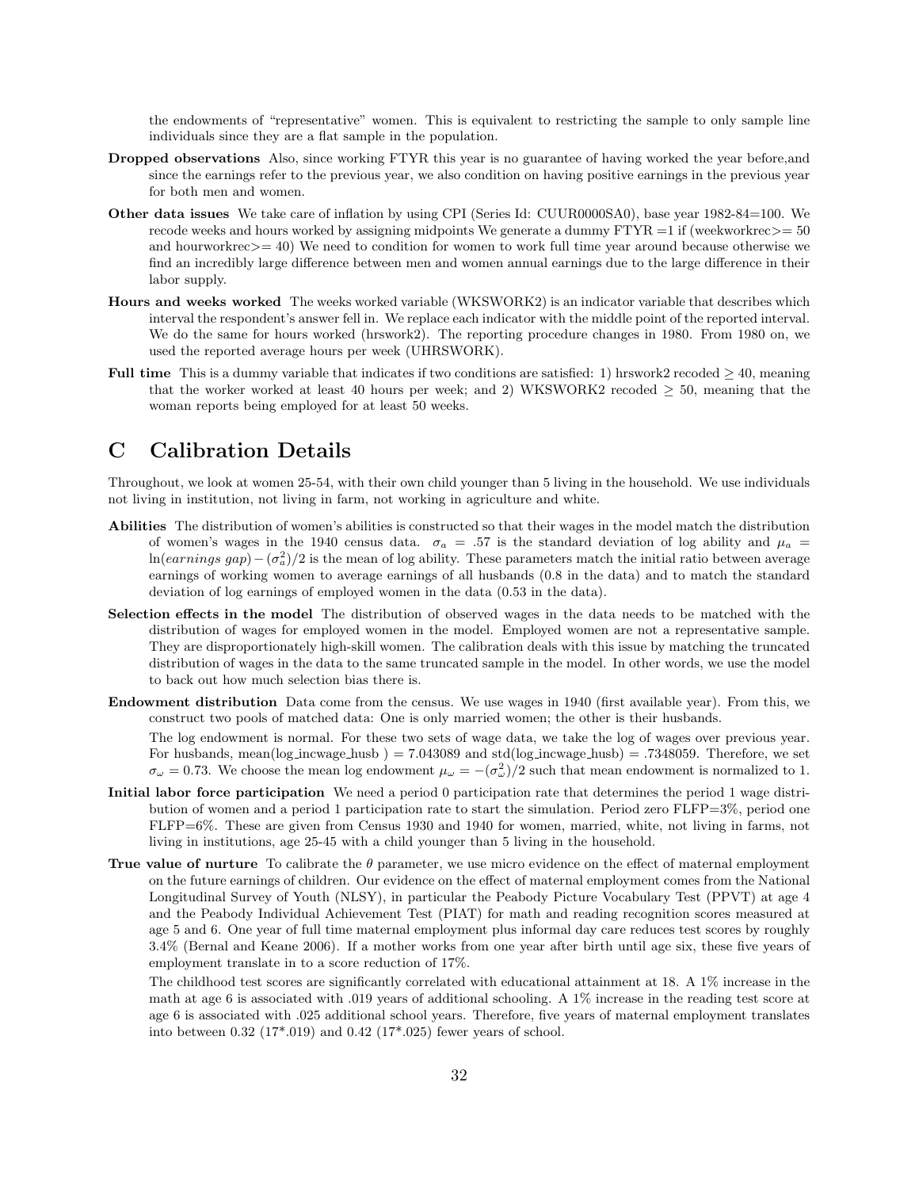the endowments of "representative" women. This is equivalent to restricting the sample to only sample line individuals since they are a flat sample in the population.

**Dropped observations** Also, since working FTYR this year is no guarantee of having worked the year before,and since the earnings refer to the previous year, we also condition on having positive earnings in the previous year for both men and women.

**Other data issues** We take care of inflation by using CPI (Series Id: CUUR0000SA0), base year 1982-84=100. We recode weeks and hours worked by assigning midpoints We generate a dummy FTYR =1 if (weekworkrec>= 50 and hourworkrec>= 40) We need to condition for women to work full time year around because otherwise we find an incredibly large difference between men and women annual earnings due to the large difference in their labor supply.

**Hours and weeks worked** The weeks worked variable (WKSWORK2) is an indicator variable that describes which interval the respondent's answer fell in. We replace each indicator with the middle point of the reported interval. We do the same for hours worked (hrswork2). The reporting procedure changes in 1980. From 1980 on, we used the reported average hours per week (UHRSWORK).

**Full time** This is a dummy variable that indicates if two conditions are satisfied: 1) hrswork2 recoded $\geq 40$, meaning that the worker worked at least 40 hours per week; and 2) WKSWORK2 recoded $\geq 50$, meaning that the woman reports being employed for at least 50 weeks.

# C Calibration Details

Throughout, we look at women 25-54, with their own child younger than 5 living in the household. We use individuals not living in institution, not living in farm, not working in agriculture and white.

**Abilities** The distribution of women's abilities is constructed so that their wages in the model match the distribution of women's wages in the 1940 census data. $\sigma_a = .57$ is the standard deviation of log ability and $\mu_a = \ln(\textit{earnings gap}) - (\sigma_a^2)/2$ is the mean of log ability. These parameters match the initial ratio between average earnings of working women to average earnings of all husbands (0.8 in the data) and to match the standard deviation of log earnings of employed women in the data (0.53 in the data).

**Selection effects in the model** The distribution of observed wages in the data needs to be matched with the distribution of wages for employed women in the model. Employed women are not a representative sample. They are disproportionately high-skill women. The calibration deals with this issue by matching the truncated distribution of wages in the data to the same truncated sample in the model. In other words, we use the model to back out how much selection bias there is.

**Endowment distribution** Data come from the census. We use wages in 1940 (first available year). From this, we construct two pools of matched data: One is only married women; the other is their husbands.

The log endowment is normal. For these two sets of wage data, we take the log of wages over previous year. For husbands, mean(log_incwage_husb ) = 7.043089 and std(log_incwage_husb) = .7348059. Therefore, we set $\sigma_\omega = 0.73$. We choose the mean log endowment $\mu_\omega = -(\sigma_\omega^2)/2$ such that mean endowment is normalized to 1.

**Initial labor force participation** We need a period 0 participation rate that determines the period 1 wage distribution of women and a period 1 participation rate to start the simulation. Period zero FLFP=3%, period one FLFP=6%. These are given from Census 1930 and 1940 for women, married, white, not living in farms, not living in institutions, age 25-45 with a child younger than 5 living in the household.

**True value of nurture** To calibrate the $\theta$ parameter, we use micro evidence on the effect of maternal employment on the future earnings of children. Our evidence on the effect of maternal employment comes from the National Longitudinal Survey of Youth (NLSY), in particular the Peabody Picture Vocabulary Test (PPVT) at age 4 and the Peabody Individual Achievement Test (PIAT) for math and reading recognition scores measured at age 5 and 6. One year of full time maternal employment plus informal day care reduces test scores by roughly 3.4% (Bernal and Keane 2006). If a mother works from one year after birth until age six, these five years of employment translate in to a score reduction of 17%.

The childhood test scores are significantly correlated with educational attainment at 18. A 1% increase in the math at age 6 is associated with .019 years of additional schooling. A 1% increase in the reading test score at age 6 is associated with .025 additional school years. Therefore, five years of maternal employment translates into between 0.32 (17*.019) and 0.42 (17*.025) fewer years of school.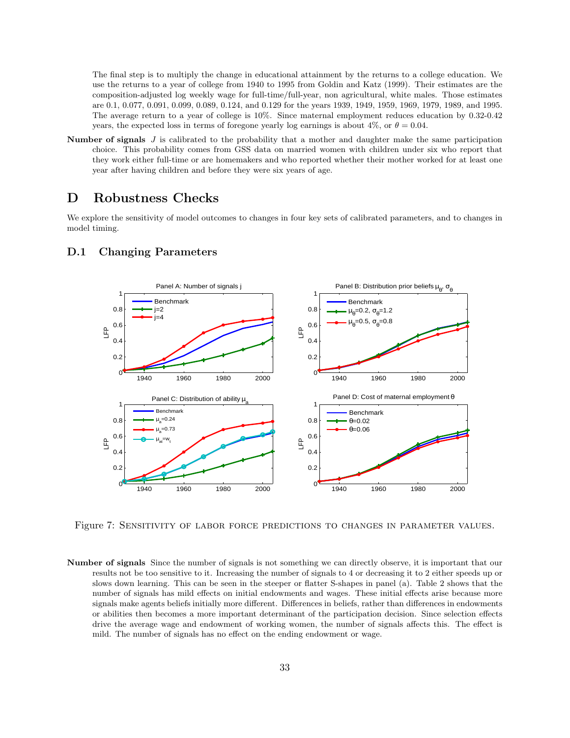The final step is to multiply the change in educational attainment by the returns to a college education. We use the returns to a year of college from 1940 to 1995 from Goldin and Katz (1999). Their estimates are the composition-adjusted log weekly wage for full-time/full-year, non agricultural, white males. Those estimates are 0.1, 0.077, 0.091, 0.099, 0.089, 0.124, and 0.129 for the years 1939, 1949, 1959, 1969, 1979, 1989, and 1995. The average return to a year of college is 10%. Since maternal employment reduces education by 0.32-0.42 years, the expected loss in terms of foregone yearly log earnings is about 4%, or $\theta = 0.04$.

**Number of signals** $J$ is calibrated to the probability that a mother and daughter make the same participation choice. This probability comes from GSS data on married women with children under six who report that they work either full-time or are homemakers and who reported whether their mother worked for at least one year after having children and before they were six years of age.

# D Robustness Checks

We explore the sensitivity of model outcomes to changes in four key sets of calibrated parameters, and to changes in model timing.

## D.1 Changing Parameters

Figure 7: Sensitivity of labor force predictions to changes in parameter values.

**Number of signals** Since the number of signals is not something we can directly observe, it is important that our results not be too sensitive to it. Increasing the number of signals to 4 or decreasing it to 2 either speeds up or slows down learning. This can be seen in the steeper or flatter S-shapes in panel (a). Table 2 shows that the number of signals has mild effects on initial endowments and wages. These initial effects arise because more signals make agents beliefs initially more different. Differences in beliefs, rather than differences in endowments or abilities then becomes a more important determinant of the participation decision. Since selection effects drive the average wage and endowment of working women, the number of signals affects this. The effect is mild. The number of signals has no effect on the ending endowment or wage.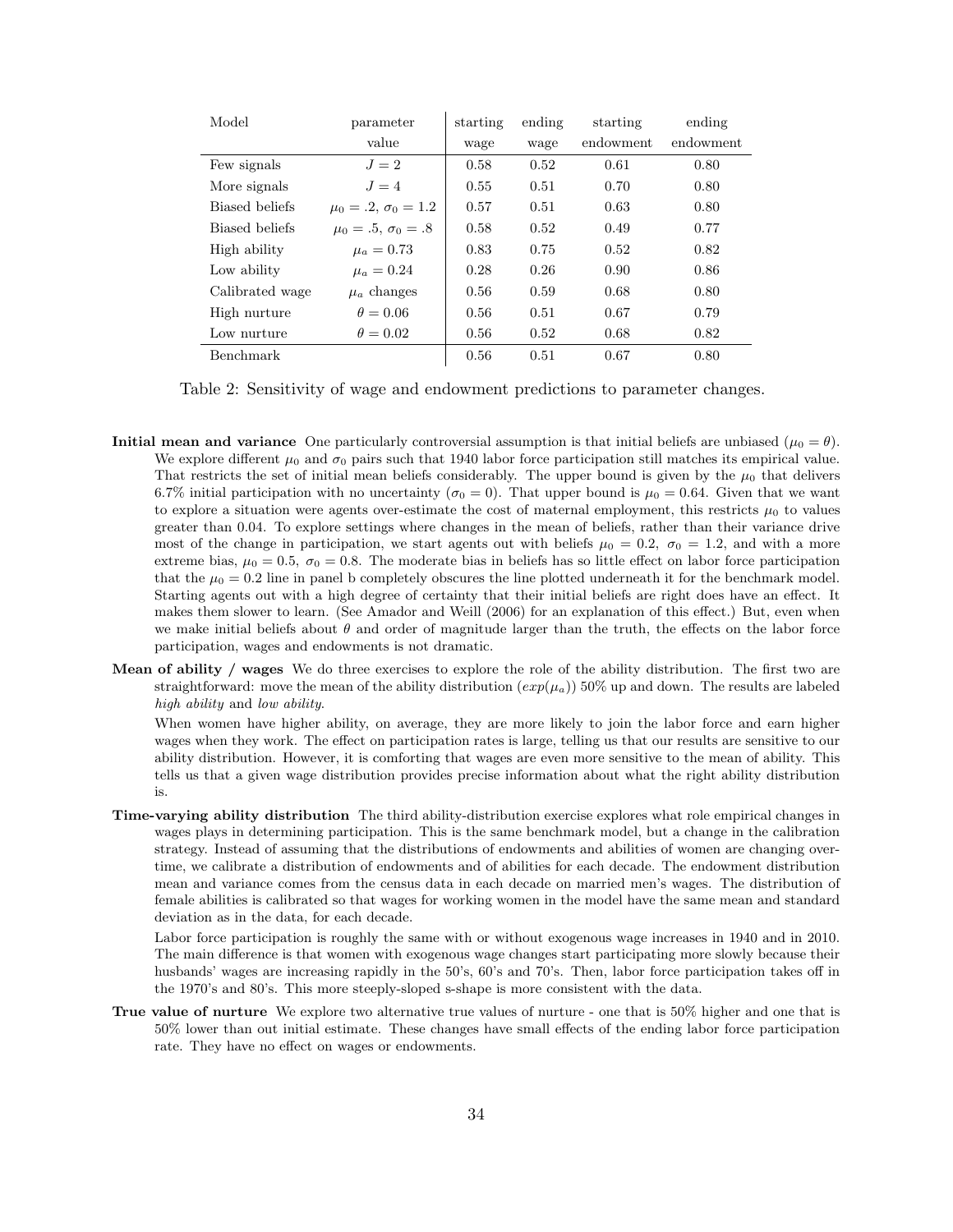| Model | parameter value | starting wage | ending wage | starting endowment | ending endowment |
|---|---|---|---|---|---|
| Few signals | $J = 2$ | 0.58 | 0.52 | 0.61 | 0.80 |
| More signals | $J = 4$ | 0.55 | 0.51 | 0.70 | 0.80 |
| Biased beliefs | $\mu_0 = .2$, $\sigma_0 = 1.2$ | 0.57 | 0.51 | 0.63 | 0.80 |
| Biased beliefs | $\mu_0 = .5$, $\sigma_0 = .8$ | 0.58 | 0.52 | 0.49 | 0.77 |
| High ability | $\mu_a = 0.73$ | 0.83 | 0.75 | 0.52 | 0.82 |
| Low ability | $\mu_a = 0.24$ | 0.28 | 0.26 | 0.90 | 0.86 |
| Calibrated wage | $\mu_a$ changes | 0.56 | 0.59 | 0.68 | 0.80 |
| High nurture | $\theta = 0.06$ | 0.56 | 0.51 | 0.67 | 0.79 |
| Low nurture | $\theta = 0.02$ | 0.56 | 0.52 | 0.68 | 0.82 |
| Benchmark | | 0.56 | 0.51 | 0.67 | 0.80 |

Table 2: Sensitivity of wage and endowment predictions to parameter changes.

**Initial mean and variance** One particularly controversial assumption is that initial beliefs are unbiased ($\mu_0 = \theta$). We explore different $\mu_0$ and $\sigma_0$ pairs such that 1940 labor force participation still matches its empirical value. That restricts the set of initial mean beliefs considerably. The upper bound is given by the $\mu_0$ that delivers 6.7% initial participation with no uncertainty ($\sigma_0 = 0$). That upper bound is $\mu_0 = 0.64$. Given that we want to explore a situation were agents over-estimate the cost of maternal employment, this restricts $\mu_0$ to values greater than 0.04. To explore settings where changes in the mean of beliefs, rather than their variance drive most of the change in participation, we start agents out with beliefs $\mu_0 = 0.2$, $\sigma_0 = 1.2$, and with a more extreme bias, $\mu_0 = 0.5$, $\sigma_0 = 0.8$. The moderate bias in beliefs has so little effect on labor force participation that the $\mu_0 = 0.2$ line in panel b completely obscures the line plotted underneath it for the benchmark model. Starting agents out with a high degree of certainty that their initial beliefs are right does have an effect. It makes them slower to learn. (See Amador and Weill (2006) for an explanation of this effect.) But, even when we make initial beliefs about $\theta$ and order of magnitude larger than the truth, the effects on the labor force participation, wages and endowments is not dramatic.

**Mean of ability / wages** We do three exercises to explore the role of the ability distribution. The first two are straightforward: move the mean of the ability distribution ($exp(\mu_a)$) 50% up and down. The results are labeled *high ability* and *low ability*.

When women have higher ability, on average, they are more likely to join the labor force and earn higher wages when they work. The effect on participation rates is large, telling us that our results are sensitive to our ability distribution. However, it is comforting that wages are even more sensitive to the mean of ability. This tells us that a given wage distribution provides precise information about what the right ability distribution is.

**Time-varying ability distribution** The third ability-distribution exercise explores what role empirical changes in wages plays in determining participation. This is the same benchmark model, but a change in the calibration strategy. Instead of assuming that the distributions of endowments and abilities of women are changing overtime, we calibrate a distribution of endowments and of abilities for each decade. The endowment distribution mean and variance comes from the census data in each decade on married men's wages. The distribution of female abilities is calibrated so that wages for working women in the model have the same mean and standard deviation as in the data, for each decade.

Labor force participation is roughly the same with or without exogenous wage increases in 1940 and in 2010. The main difference is that women with exogenous wage changes start participating more slowly because their husbands' wages are increasing rapidly in the 50's, 60's and 70's. Then, labor force participation takes off in the 1970's and 80's. This more steeply-sloped s-shape is more consistent with the data.

**True value of nurture** We explore two alternative true values of nurture - one that is 50% higher and one that is 50% lower than out initial estimate. These changes have small effects of the ending labor force participation rate. They have no effect on wages or endowments.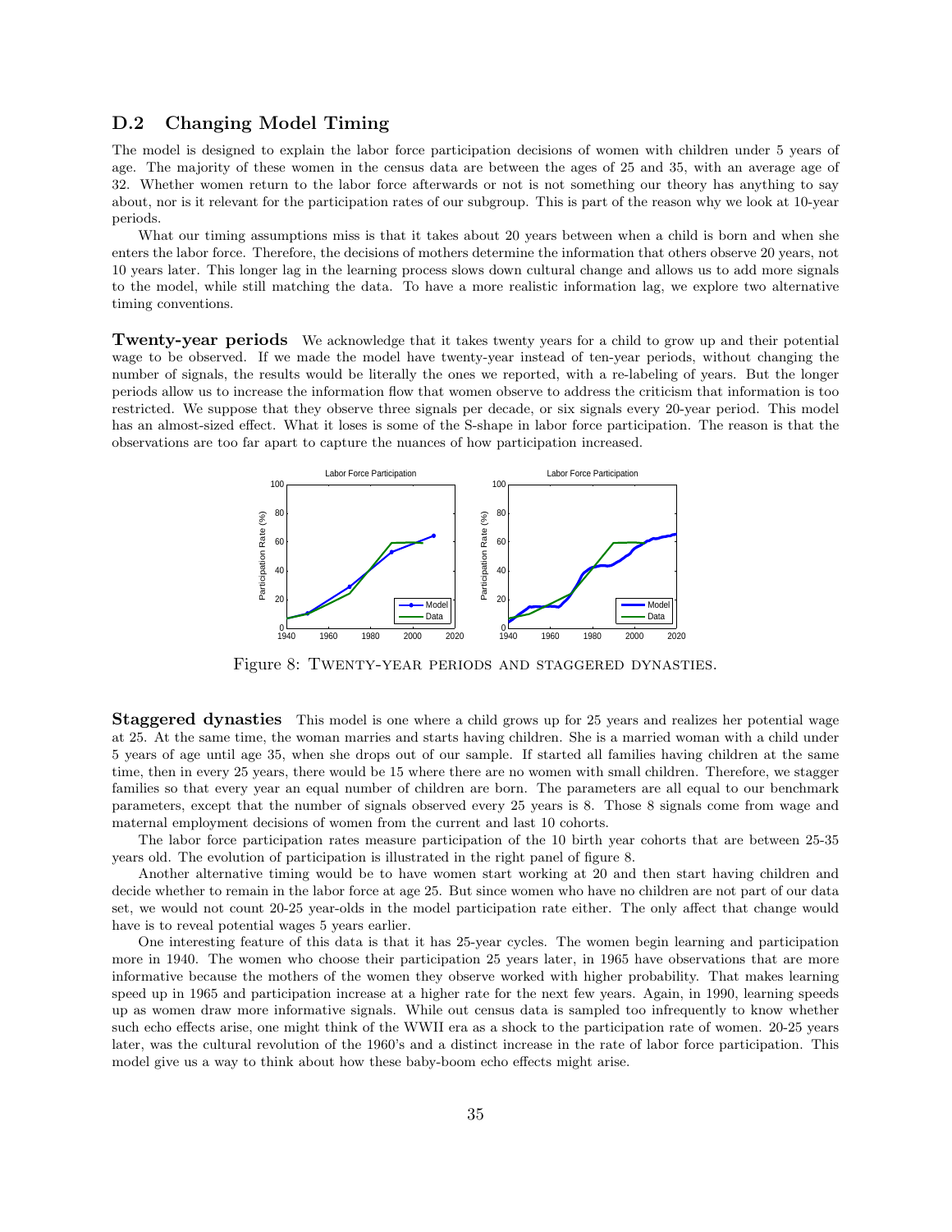## D.2 Changing Model Timing

The model is designed to explain the labor force participation decisions of women with children under 5 years of age. The majority of these women in the census data are between the ages of 25 and 35, with an average age of 32. Whether women return to the labor force afterwards or not is not something our theory has anything to say about, nor is it relevant for the participation rates of our subgroup. This is part of the reason why we look at 10-year periods.

What our timing assumptions miss is that it takes about 20 years between when a child is born and when she enters the labor force. Therefore, the decisions of mothers determine the information that others observe 20 years, not 10 years later. This longer lag in the learning process slows down cultural change and allows us to add more signals to the model, while still matching the data. To have a more realistic information lag, we explore two alternative timing conventions.

**Twenty-year periods** We acknowledge that it takes twenty years for a child to grow up and their potential wage to be observed. If we made the model have twenty-year instead of ten-year periods, without changing the number of signals, the results would be literally the ones we reported, with a re-labeling of years. But the longer periods allow us to increase the information flow that women observe to address the criticism that information is too restricted. We suppose that they observe three signals per decade, or six signals every 20-year period. This model has an almost-sized effect. What it loses is some of the S-shape in labor force participation. The reason is that the observations are too far apart to capture the nuances of how participation increased.

Figure 8: Twenty-year periods and staggered dynasties.

**Staggered dynasties** This model is one where a child grows up for 25 years and realizes her potential wage at 25. At the same time, the woman marries and starts having children. She is a married woman with a child under 5 years of age until age 35, when she drops out of our sample. If started all families having children at the same time, then in every 25 years, there would be 15 where there are no women with small children. Therefore, we stagger families so that every year an equal number of children are born. The parameters are all equal to our benchmark parameters, except that the number of signals observed every 25 years is 8. Those 8 signals come from wage and maternal employment decisions of women from the current and last 10 cohorts.

The labor force participation rates measure participation of the 10 birth year cohorts that are between 25-35 years old. The evolution of participation is illustrated in the right panel of figure 8.

Another alternative timing would be to have women start working at 20 and then start having children and decide whether to remain in the labor force at age 25. But since women who have no children are not part of our data set, we would not count 20-25 year-olds in the model participation rate either. The only affect that change would have is to reveal potential wages 5 years earlier.

One interesting feature of this data is that it has 25-year cycles. The women begin learning and participation more in 1940. The women who choose their participation 25 years later, in 1965 have observations that are more informative because the mothers of the women they observe worked with higher probability. That makes learning speed up in 1965 and participation increase at a higher rate for the next few years. Again, in 1990, learning speeds up as women draw more informative signals. While out census data is sampled too infrequently to know whether such echo effects arise, one might think of the WWII era as a shock to the participation rate of women. 20-25 years later, was the cultural revolution of the 1960's and a distinct increase in the rate of labor force participation. This model give us a way to think about how these baby-boom echo effects might arise.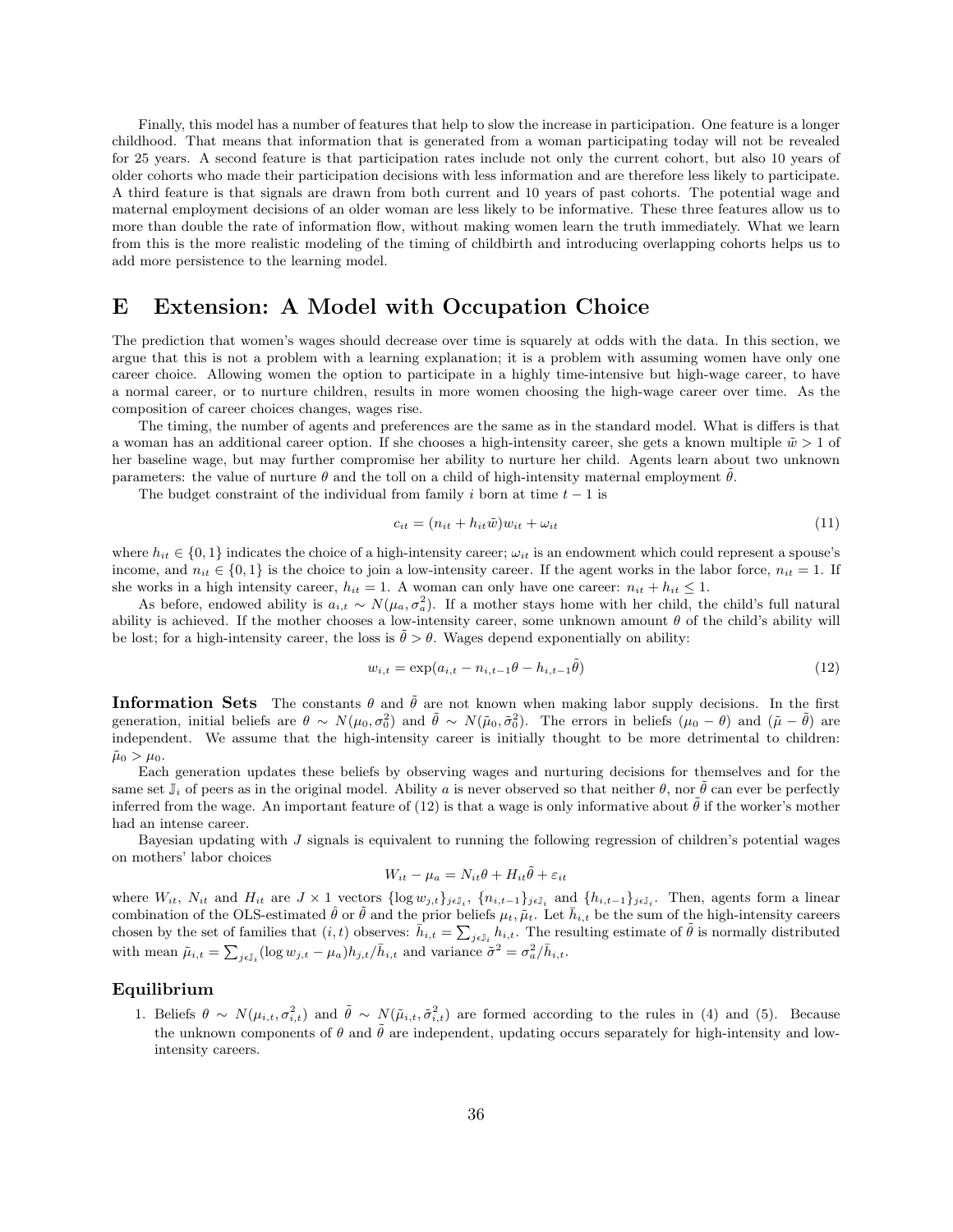Finally, this model has a number of features that help to slow the increase in participation. One feature is a longer childhood. That means that information that is generated from a woman participating today will not be revealed for 25 years. A second feature is that participation rates include not only the current cohort, but also 10 years of older cohorts who made their participation decisions with less information and are therefore less likely to participate. A third feature is that signals are drawn from both current and 10 years of past cohorts. The potential wage and maternal employment decisions of an older woman are less likely to be informative. These three features allow us to more than double the rate of information flow, without making women learn the truth immediately. What we learn from this is the more realistic modeling of the timing of childbirth and introducing overlapping cohorts helps us to add more persistence to the learning model.

# E Extension: A Model with Occupation Choice

The prediction that women's wages should decrease over time is squarely at odds with the data. In this section, we argue that this is not a problem with a learning explanation; it is a problem with assuming women have only one career choice. Allowing women the option to participate in a highly time-intensive but high-wage career, to have a normal career, or to nurture children, results in more women choosing the high-wage career over time. As the composition of career choices changes, wages rise.

The timing, the number of agents and preferences are the same as in the standard model. What is differs is that a woman has an additional career option. If she chooses a high-intensity career, she gets a known multiple $\tilde{w} > 1$ of her baseline wage, but may further compromise her ability to nurture her child. Agents learn about two unknown parameters: the value of nurture $\theta$ and the toll on a child of high-intensity maternal employment $\tilde{\theta}$.

The budget constraint of the individual from family $i$ born at time $t-1$ is

$$c_{it} = (n_{it} + h_{it}\tilde{w})w_{it} + \omega_{it} \tag{11}$$

where $h_{it} \in \{0, 1\}$ indicates the choice of a high-intensity career; $\omega_{it}$ is an endowment which could represent a spouse's income, and $n_{it} \in \{0, 1\}$ is the choice to join a low-intensity career. If the agent works in the labor force, $n_{it} = 1$. If she works in a high intensity career, $h_{it} = 1$. A woman can only have one career: $n_{it} + h_{it} \leq 1$.

As before, endowed ability is $a_{i,t} \sim N(\mu_a, \sigma_a^2)$. If a mother stays home with her child, the child's full natural ability is achieved. If the mother chooses a low-intensity career, some unknown amount $\theta$ of the child's ability will be lost; for a high-intensity career, the loss is $\tilde{\theta} > \theta$. Wages depend exponentially on ability:

$$w_{i,t} = \exp(a_{i,t} - n_{i,t-1}\theta - h_{i,t-1}\tilde{\theta}) \tag{12}$$

**Information Sets** The constants $\theta$ and $\tilde{\theta}$ are not known when making labor supply decisions. In the first generation, initial beliefs are $\theta \sim N(\mu_0, \sigma_0^2)$ and $\tilde{\theta} \sim N(\tilde{\mu}_0, \tilde{\sigma}_0^2)$. The errors in beliefs $(\mu_0 - \theta)$ and $(\tilde{\mu} - \tilde{\theta})$ are independent. We assume that the high-intensity career is initially thought to be more detrimental to children: $\tilde{\mu}_0 > \mu_0$.

Each generation updates these beliefs by observing wages and nurturing decisions for themselves and for the same set $\mathbb{J}_i$ of peers as in the original model. Ability $a$ is never observed so that neither $\theta$, nor $\tilde{\theta}$ can ever be perfectly inferred from the wage. An important feature of (12) is that a wage is only informative about $\tilde{\theta}$ if the worker's mother had an intense career.

Bayesian updating with $J$ signals is equivalent to running the following regression of children's potential wages on mothers' labor choices

$$W_{it} - \mu_a = N_{it}\theta + H_{it}\tilde{\theta} + \varepsilon_{it}$$

where $W_{it}$, $N_{it}$ and $H_{it}$ are $J \times 1$ vectors $\{\log w_{j,t}\}_{j \epsilon \mathbb{J}_i}$, $\{n_{i,t-1}\}_{j \epsilon \mathbb{J}_i}$ and $\{h_{i,t-1}\}_{j \epsilon \mathbb{J}_i}$. Then, agents form a linear combination of the OLS-estimated $\hat{\theta}$ or $\tilde{\theta}$ and the prior beliefs $\mu_t, \tilde{\mu}_t$. Let $\bar{h}_{i,t}$ be the sum of the high-intensity careers chosen by the set of families that $(i,t)$ observes: $\bar{h}_{i,t} = \sum_{j \epsilon \mathbb{J}_i} h_{i,t}$. The resulting estimate of $\tilde{\theta}$ is normally distributed with mean $\tilde{\mu}_{i,t} = \sum_{j \epsilon \mathbb{J}_i} (\log w_{j,t} - \mu_a) h_{j,t} / \bar{h}_{i,t}$ and variance $\tilde{\sigma}^2 = \sigma_a^2 / \bar{h}_{i,t}$.

### Equilibrium

1. Beliefs $\theta \sim N(\mu_{i,t}, \sigma_{i,t}^2)$ and $\tilde{\theta} \sim N(\tilde{\mu}_{i,t}, \tilde{\sigma}_{i,t}^2)$ are formed according to the rules in (4) and (5). Because the unknown components of $\theta$ and $\tilde{\theta}$ are independent, updating occurs separately for high-intensity and low-intensity careers.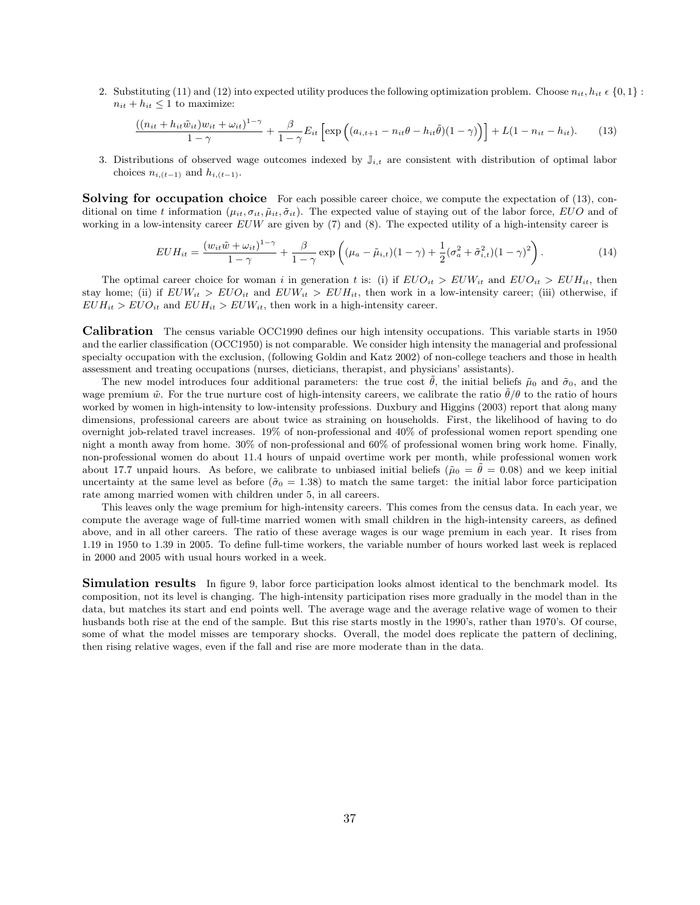2. Substituting (11) and (12) into expected utility produces the following optimization problem. Choose $n_{it}, h_{it} \epsilon \{0,1\}$ : $n_{it} + h_{it} \leq 1$ to maximize:

$$\frac{((n_{it} + h_{it}\tilde{w}_{it})w_{it} + \omega_{it})^{1-\gamma}}{1-\gamma} + \frac{\beta}{1-\gamma} E_{it}\left[\exp\left((a_{i,t+1} - n_{it}\theta - h_{it}\tilde{\theta})(1-\gamma)\right)\right] + L(1 - n_{it} - h_{it}). \tag{13}$$

3. Distributions of observed wage outcomes indexed by $\mathbb{J}_{i,t}$ are consistent with distribution of optimal labor choices $n_{i,(t-1)}$ and $h_{i,(t-1)}$.

**Solving for occupation choice** For each possible career choice, we compute the expectation of (13), conditional on time $t$ information $(\mu_{it}, \sigma_{it}, \tilde{\mu}_{it}, \tilde{\sigma}_{it})$. The expected value of staying out of the labor force, $EUO$ and of working in a low-intensity career $EUW$ are given by (7) and (8). The expected utility of a high-intensity career is

$$EUH_{it} = \frac{(w_{it}\tilde{w} + \omega_{it})^{1-\gamma}}{1-\gamma} + \frac{\beta}{1-\gamma}\exp\left((\mu_a - \tilde{\mu}_{i,t})(1-\gamma) + \frac{1}{2}(\sigma_a^2 + \tilde{\sigma}_{i,t}^2)(1-\gamma)^2\right). \tag{14}$$

The optimal career choice for woman $i$ in generation $t$ is: (i) if $EUO_{it} > EUW_{it}$ and $EUO_{it} > EUH_{it}$, then stay home; (ii) if $EUW_{it} > EUO_{it}$ and $EUW_{it} > EUH_{it}$, then work in a low-intensity career; (iii) otherwise, if $EUH_{it} > EUO_{it}$ and $EUH_{it} > EUW_{it}$, then work in a high-intensity career.

**Calibration** The census variable OCC1990 defines our high intensity occupations. This variable starts in 1950 and the earlier classification (OCC1950) is not comparable. We consider high intensity the managerial and professional specialty occupation with the exclusion, (following Goldin and Katz 2002) of non-college teachers and those in health assessment and treating occupations (nurses, dieticians, therapist, and physicians' assistants).

The new model introduces four additional parameters: the true cost $\tilde{\theta}$, the initial beliefs $\tilde{\mu}_0$ and $\tilde{\sigma}_0$, and the wage premium $\tilde{w}$. For the true nurture cost of high-intensity careers, we calibrate the ratio $\tilde{\theta}/\theta$ to the ratio of hours worked by women in high-intensity to low-intensity professions. Duxbury and Higgins (2003) report that along many dimensions, professional careers are about twice as straining on households. First, the likelihood of having to do overnight job-related travel increases. 19% of non-professional and 40% of professional women report spending one night a month away from home. 30% of non-professional and 60% of professional women bring work home. Finally, non-professional women do about 11.4 hours of unpaid overtime work per month, while professional women work about 17.7 unpaid hours. As before, we calibrate to unbiased initial beliefs ($\tilde{\mu}_0 = \tilde{\theta} = 0.08$) and we keep initial uncertainty at the same level as before ($\tilde{\sigma}_0 = 1.38$) to match the same target: the initial labor force participation rate among married women with children under 5, in all careers.

This leaves only the wage premium for high-intensity careers. This comes from the census data. In each year, we compute the average wage of full-time married women with small children in the high-intensity careers, as defined above, and in all other careers. The ratio of these average wages is our wage premium in each year. It rises from 1.19 in 1950 to 1.39 in 2005. To define full-time workers, the variable number of hours worked last week is replaced in 2000 and 2005 with usual hours worked in a week.

**Simulation results** In figure 9, labor force participation looks almost identical to the benchmark model. Its composition, not its level is changing. The high-intensity participation rises more gradually in the model than in the data, but matches its start and end points well. The average wage and the average relative wage of women to their husbands both rise at the end of the sample. But this rise starts mostly in the 1990's, rather than 1970's. Of course, some of what the model misses are temporary shocks. Overall, the model does replicate the pattern of declining, then rising relative wages, even if the fall and rise are more moderate than in the data.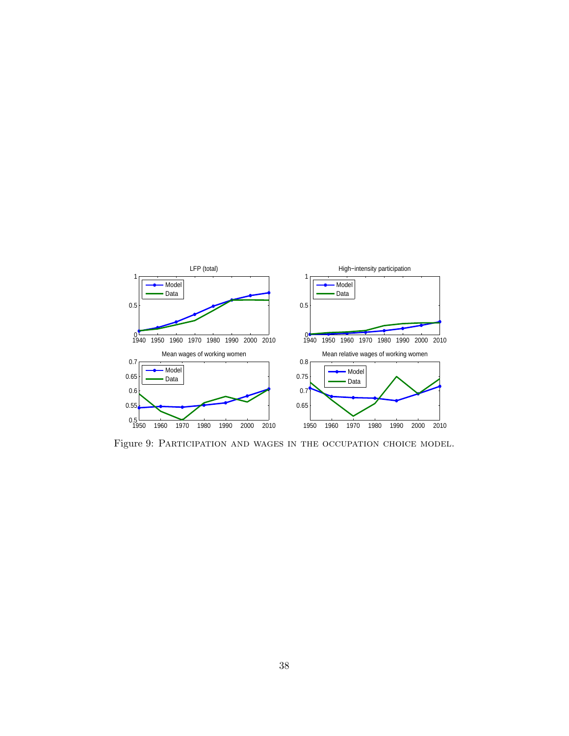Figure 9: Participation and wages in the occupation choice model.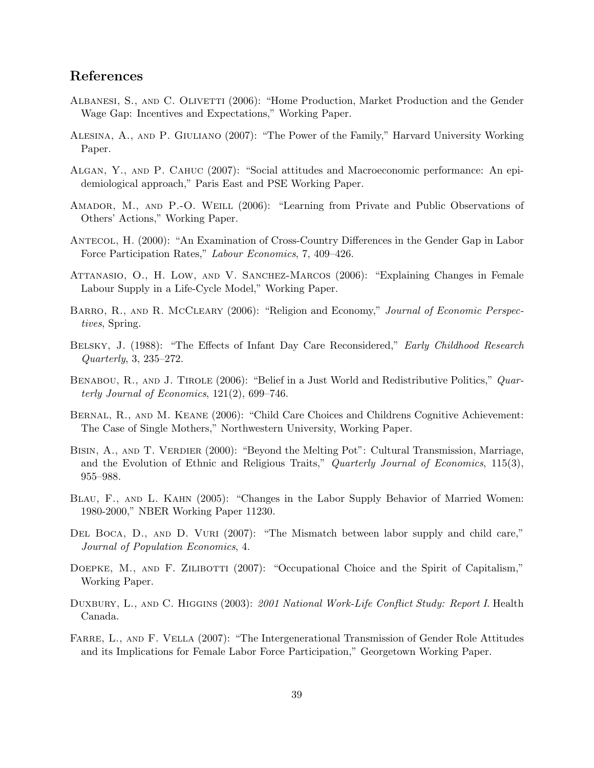## References

Albanesi, S., and C. Olivetti (2006): "Home Production, Market Production and the Gender Wage Gap: Incentives and Expectations," Working Paper.

Alesina, A., and P. Giuliano (2007): "The Power of the Family," Harvard University Working Paper.

Algan, Y., and P. Cahuc (2007): "Social attitudes and Macroeconomic performance: An epidemiological approach," Paris East and PSE Working Paper.

Amador, M., and P.-O. Weill (2006): "Learning from Private and Public Observations of Others' Actions," Working Paper.

Antecol, H. (2000): "An Examination of Cross-Country Differences in the Gender Gap in Labor Force Participation Rates," *Labour Economics*, 7, 409–426.

Attanasio, O., H. Low, and V. Sanchez-Marcos (2006): "Explaining Changes in Female Labour Supply in a Life-Cycle Model," Working Paper.

Barro, R., and R. McCleary (2006): "Religion and Economy," *Journal of Economic Perspectives*, Spring.

Belsky, J. (1988): "The Effects of Infant Day Care Reconsidered," *Early Childhood Research Quarterly*, 3, 235–272.

Benabou, R., and J. Tirole (2006): "Belief in a Just World and Redistributive Politics," *Quarterly Journal of Economics*, 121(2), 699–746.

Bernal, R., and M. Keane (2006): "Child Care Choices and Childrens Cognitive Achievement: The Case of Single Mothers," Northwestern University, Working Paper.

Bisin, A., and T. Verdier (2000): "Beyond the Melting Pot": Cultural Transmission, Marriage, and the Evolution of Ethnic and Religious Traits," *Quarterly Journal of Economics*, 115(3), 955–988.

Blau, F., and L. Kahn (2005): "Changes in the Labor Supply Behavior of Married Women: 1980-2000," NBER Working Paper 11230.

Del Boca, D., and D. Vuri (2007): "The Mismatch between labor supply and child care," *Journal of Population Economics*, 4.

Doepke, M., and F. Zilibotti (2007): "Occupational Choice and the Spirit of Capitalism," Working Paper.

Duxbury, L., and C. Higgins (2003): *2001 National Work-Life Conflict Study: Report I.* Health Canada.

Farre, L., and F. Vella (2007): "The Intergenerational Transmission of Gender Role Attitudes and its Implications for Female Labor Force Participation," Georgetown Working Paper.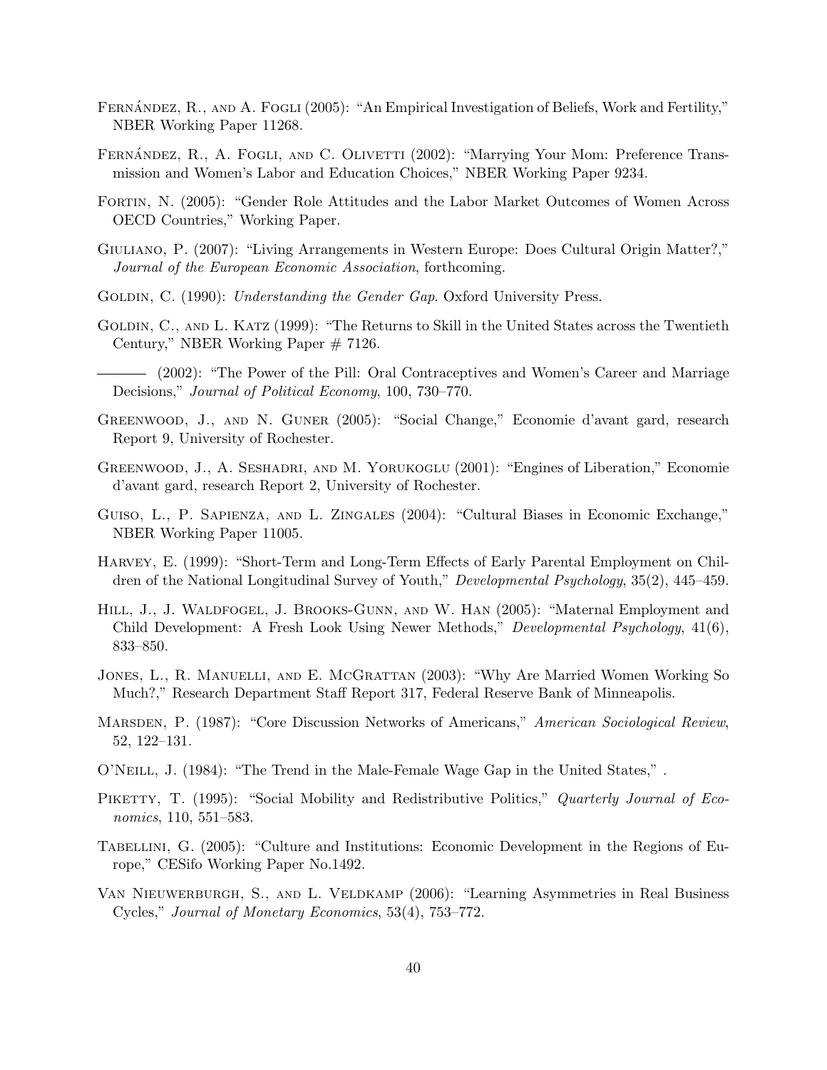Fernández, R., and A. Fogli (2005): "An Empirical Investigation of Beliefs, Work and Fertility," NBER Working Paper 11268.

Fernández, R., A. Fogli, and C. Olivetti (2002): "Marrying Your Mom: Preference Transmission and Women's Labor and Education Choices," NBER Working Paper 9234.

Fortin, N. (2005): "Gender Role Attitudes and the Labor Market Outcomes of Women Across OECD Countries," Working Paper.

Giuliano, P. (2007): "Living Arrangements in Western Europe: Does Cultural Origin Matter?," *Journal of the European Economic Association*, forthcoming.

Goldin, C. (1990): *Understanding the Gender Gap*. Oxford University Press.

Goldin, C., and L. Katz (1999): "The Returns to Skill in the United States across the Twentieth Century," NBER Working Paper # 7126.

——— (2002): "The Power of the Pill: Oral Contraceptives and Women's Career and Marriage Decisions," *Journal of Political Economy*, 100, 730–770.

Greenwood, J., and N. Guner (2005): "Social Change," Economie d'avant gard, research Report 9, University of Rochester.

Greenwood, J., A. Seshadri, and M. Yorukoglu (2001): "Engines of Liberation," Economie d'avant gard, research Report 2, University of Rochester.

Guiso, L., P. Sapienza, and L. Zingales (2004): "Cultural Biases in Economic Exchange," NBER Working Paper 11005.

Harvey, E. (1999): "Short-Term and Long-Term Effects of Early Parental Employment on Children of the National Longitudinal Survey of Youth," *Developmental Psychology*, 35(2), 445–459.

Hill, J., J. Waldfogel, J. Brooks-Gunn, and W. Han (2005): "Maternal Employment and Child Development: A Fresh Look Using Newer Methods," *Developmental Psychology*, 41(6), 833–850.

Jones, L., R. Manuelli, and E. McGrattan (2003): "Why Are Married Women Working So Much?," Research Department Staff Report 317, Federal Reserve Bank of Minneapolis.

Marsden, P. (1987): "Core Discussion Networks of Americans," *American Sociological Review*, 52, 122–131.

O'Neill, J. (1984): "The Trend in the Male-Female Wage Gap in the United States," .

Piketty, T. (1995): "Social Mobility and Redistributive Politics," *Quarterly Journal of Economics*, 110, 551–583.

Tabellini, G. (2005): "Culture and Institutions: Economic Development in the Regions of Europe," CESifo Working Paper No.1492.

Van Nieuwerburgh, S., and L. Veldkamp (2006): "Learning Asymmetries in Real Business Cycles," *Journal of Monetary Economics*, 53(4), 753–772.